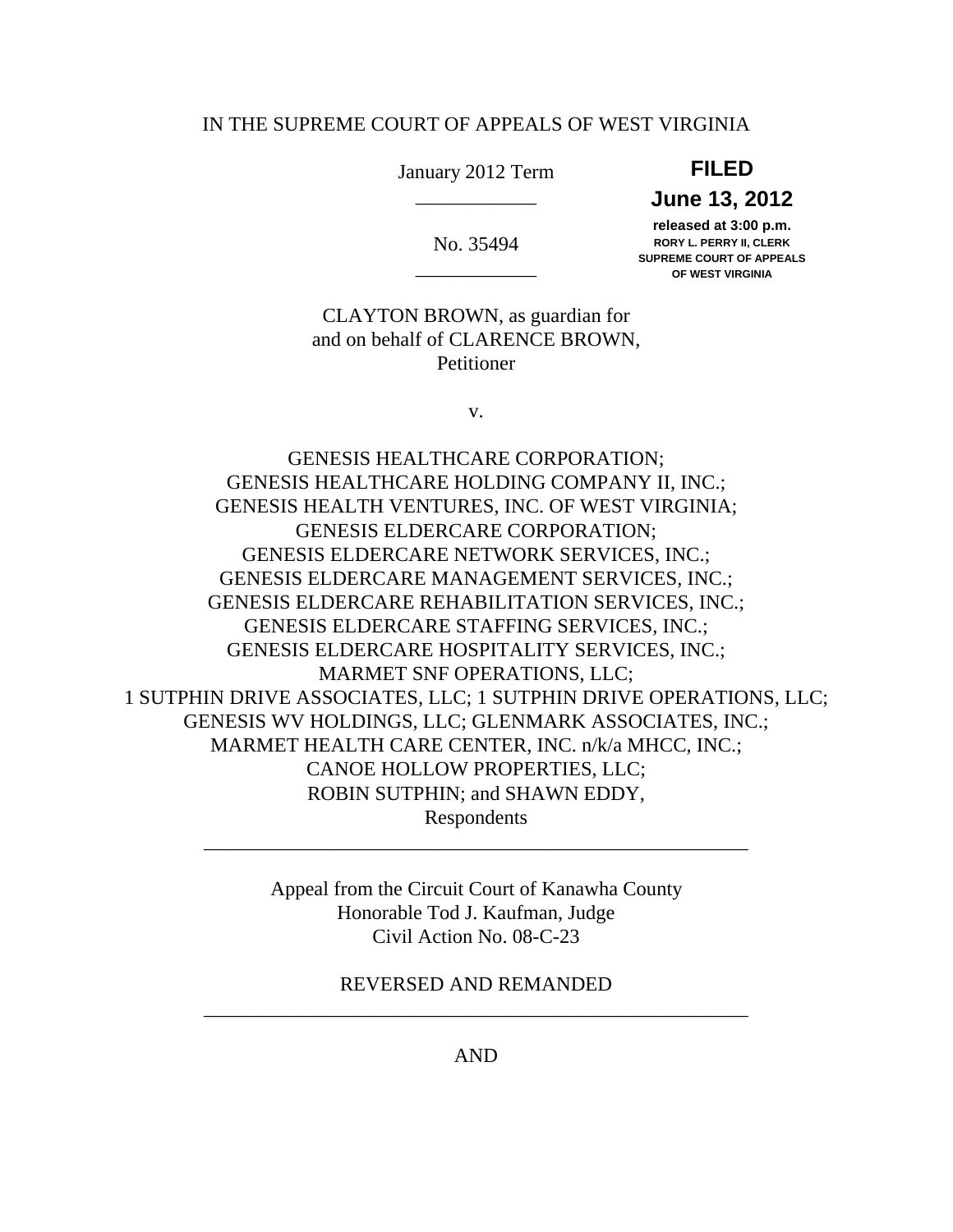IN THE SUPREME COURT OF APPEALS OF WEST VIRGINIA

January 2012 Term

**FILED**
**June 13, 2012**
**released at 3:00 p.m.**
**RORY L. PERRY II, CLERK**
**SUPREME COURT OF APPEALS**
**OF WEST VIRGINIA**

---

No. 35494

---

CLAYTON BROWN, as guardian for
and on behalf of CLARENCE BROWN,
Petitioner

v.

GENESIS HEALTHCARE CORPORATION;
GENESIS HEALTHCARE HOLDING COMPANY II, INC.;
GENESIS HEALTH VENTURES, INC. OF WEST VIRGINIA;
GENESIS ELDERCARE CORPORATION;
GENESIS ELDERCARE NETWORK SERVICES, INC.;
GENESIS ELDERCARE MANAGEMENT SERVICES, INC.;
GENESIS ELDERCARE REHABILITATION SERVICES, INC.;
GENESIS ELDERCARE STAFFING SERVICES, INC.;
GENESIS ELDERCARE HOSPITALITY SERVICES, INC.;
MARMET SNF OPERATIONS, LLC;
1 SUTPHIN DRIVE ASSOCIATES, LLC; 1 SUTPHIN DRIVE OPERATIONS, LLC;
GENESIS WV HOLDINGS, LLC; GLENMARK ASSOCIATES, INC.;
MARMET HEALTH CARE CENTER, INC. n/k/a MHCC, INC.;
CANOE HOLLOW PROPERTIES, LLC;
ROBIN SUTPHIN; and SHAWN EDDY,
Respondents

---

Appeal from the Circuit Court of Kanawha County
Honorable Tod J. Kaufman, Judge
Civil Action No. 08-C-23

REVERSED AND REMANDED

---

AND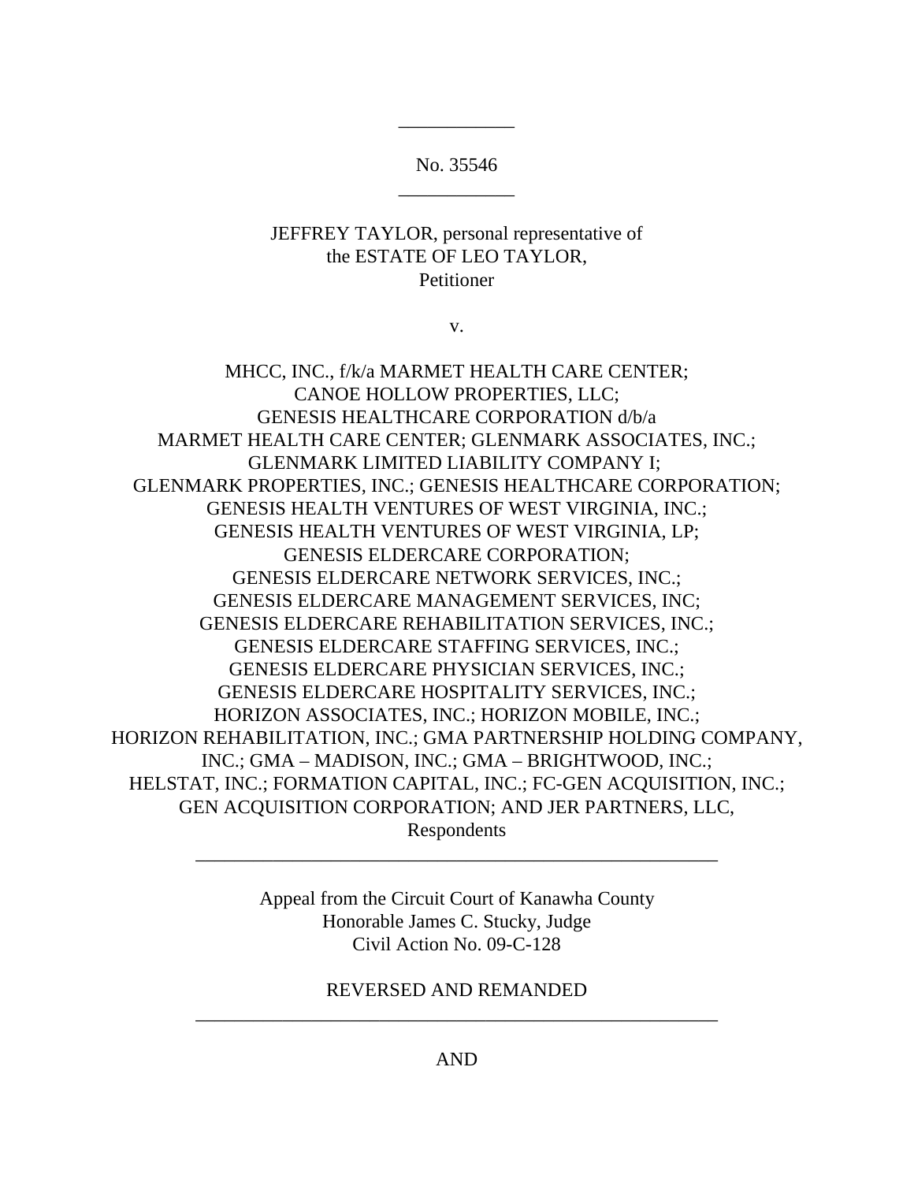No. 35546

JEFFREY TAYLOR, personal representative of
the ESTATE OF LEO TAYLOR,
Petitioner

v.

MHCC, INC., f/k/a MARMET HEALTH CARE CENTER;
CANOE HOLLOW PROPERTIES, LLC;
GENESIS HEALTHCARE CORPORATION d/b/a
MARMET HEALTH CARE CENTER; GLENMARK ASSOCIATES, INC.;
GLENMARK LIMITED LIABILITY COMPANY I;
GLENMARK PROPERTIES, INC.; GENESIS HEALTHCARE CORPORATION;
GENESIS HEALTH VENTURES OF WEST VIRGINIA, INC.;
GENESIS HEALTH VENTURES OF WEST VIRGINIA, LP;
GENESIS ELDERCARE CORPORATION;
GENESIS ELDERCARE NETWORK SERVICES, INC.;
GENESIS ELDERCARE MANAGEMENT SERVICES, INC;
GENESIS ELDERCARE REHABILITATION SERVICES, INC.;
GENESIS ELDERCARE STAFFING SERVICES, INC.;
GENESIS ELDERCARE PHYSICIAN SERVICES, INC.;
GENESIS ELDERCARE HOSPITALITY SERVICES, INC.;
HORIZON ASSOCIATES, INC.; HORIZON MOBILE, INC.;
HORIZON REHABILITATION, INC.; GMA PARTNERSHIP HOLDING COMPANY,
INC.; GMA – MADISON, INC.; GMA – BRIGHTWOOD, INC.;
HELSTAT, INC.; FORMATION CAPITAL, INC.; FC-GEN ACQUISITION, INC.;
GEN ACQUISITION CORPORATION; AND JER PARTNERS, LLC,
Respondents

---

Appeal from the Circuit Court of Kanawha County
Honorable James C. Stucky, Judge
Civil Action No. 09-C-128

REVERSED AND REMANDED

---

AND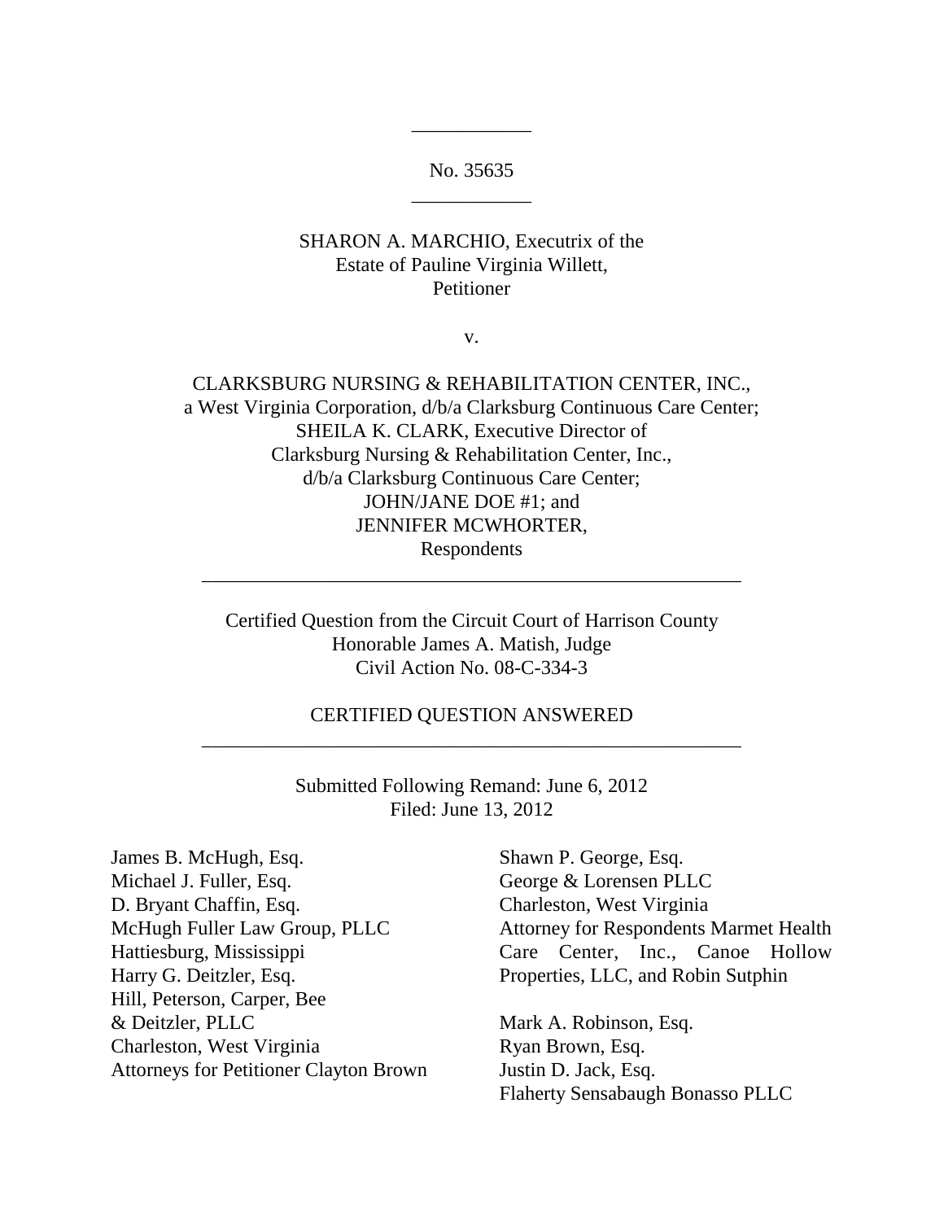No. 35635

SHARON A. MARCHIO, Executrix of the
Estate of Pauline Virginia Willett,
Petitioner

v.

CLARKSBURG NURSING & REHABILITATION CENTER, INC.,
a West Virginia Corporation, d/b/a Clarksburg Continuous Care Center;
SHEILA K. CLARK, Executive Director of
Clarksburg Nursing & Rehabilitation Center, Inc.,
d/b/a Clarksburg Continuous Care Center;
JOHN/JANE DOE #1; and
JENNIFER MCWHORTER,
Respondents

---

Certified Question from the Circuit Court of Harrison County
Honorable James A. Matish, Judge
Civil Action No. 08-C-334-3

CERTIFIED QUESTION ANSWERED

---

Submitted Following Remand: June 6, 2012
Filed: June 13, 2012

James B. McHugh, Esq.
Michael J. Fuller, Esq.
D. Bryant Chaffin, Esq.
McHugh Fuller Law Group, PLLC
Hattiesburg, Mississippi
Harry G. Deitzler, Esq.
Hill, Peterson, Carper, Bee
& Deitzler, PLLC
Charleston, West Virginia
Attorneys for Petitioner Clayton Brown

Shawn P. George, Esq.
George & Lorensen PLLC
Charleston, West Virginia
Attorney for Respondents Marmet Health Care Center, Inc., Canoe Hollow Properties, LLC, and Robin Sutphin

Mark A. Robinson, Esq.
Ryan Brown, Esq.
Justin D. Jack, Esq.
Flaherty Sensabaugh Bonasso PLLC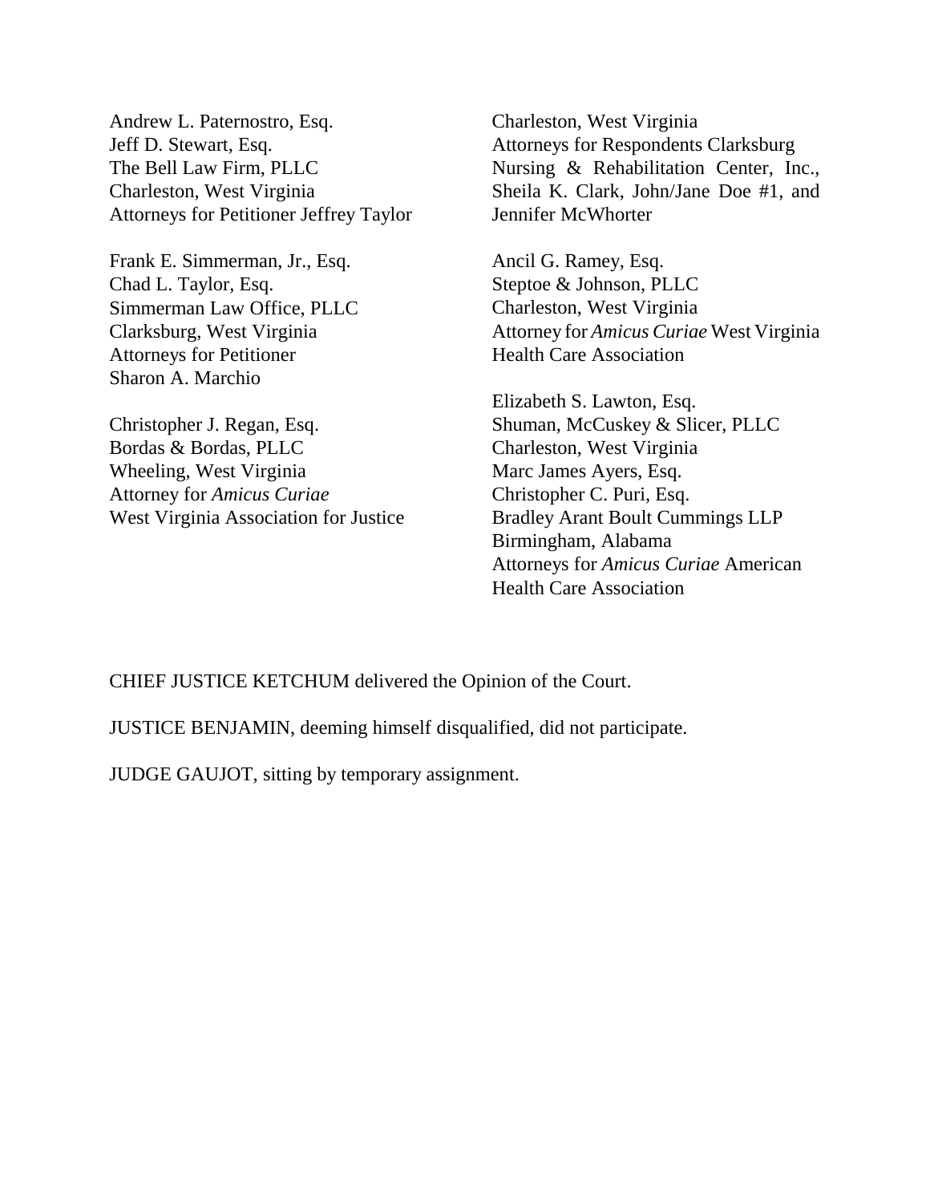Andrew L. Paternostro, Esq.
Jeff D. Stewart, Esq.
The Bell Law Firm, PLLC
Charleston, West Virginia
Attorneys for Petitioner Jeffrey Taylor

Frank E. Simmerman, Jr., Esq.
Chad L. Taylor, Esq.
Simmerman Law Office, PLLC
Clarksburg, West Virginia
Attorneys for Petitioner
Sharon A. Marchio

Christopher J. Regan, Esq.
Bordas & Bordas, PLLC
Wheeling, West Virginia
Attorney for *Amicus Curiae*
West Virginia Association for Justice

Charleston, West Virginia
Attorneys for Respondents Clarksburg Nursing & Rehabilitation Center, Inc., Sheila K. Clark, John/Jane Doe #1, and Jennifer McWhorter

Ancil G. Ramey, Esq.
Steptoe & Johnson, PLLC
Charleston, West Virginia
Attorney for *Amicus Curiae* West Virginia Health Care Association

Elizabeth S. Lawton, Esq.
Shuman, McCuskey & Slicer, PLLC
Charleston, West Virginia
Marc James Ayers, Esq.
Christopher C. Puri, Esq.
Bradley Arant Boult Cummings LLP
Birmingham, Alabama
Attorneys for *Amicus Curiae* American Health Care Association

CHIEF JUSTICE KETCHUM delivered the Opinion of the Court.

JUSTICE BENJAMIN, deeming himself disqualified, did not participate.

JUDGE GAUJOT, sitting by temporary assignment.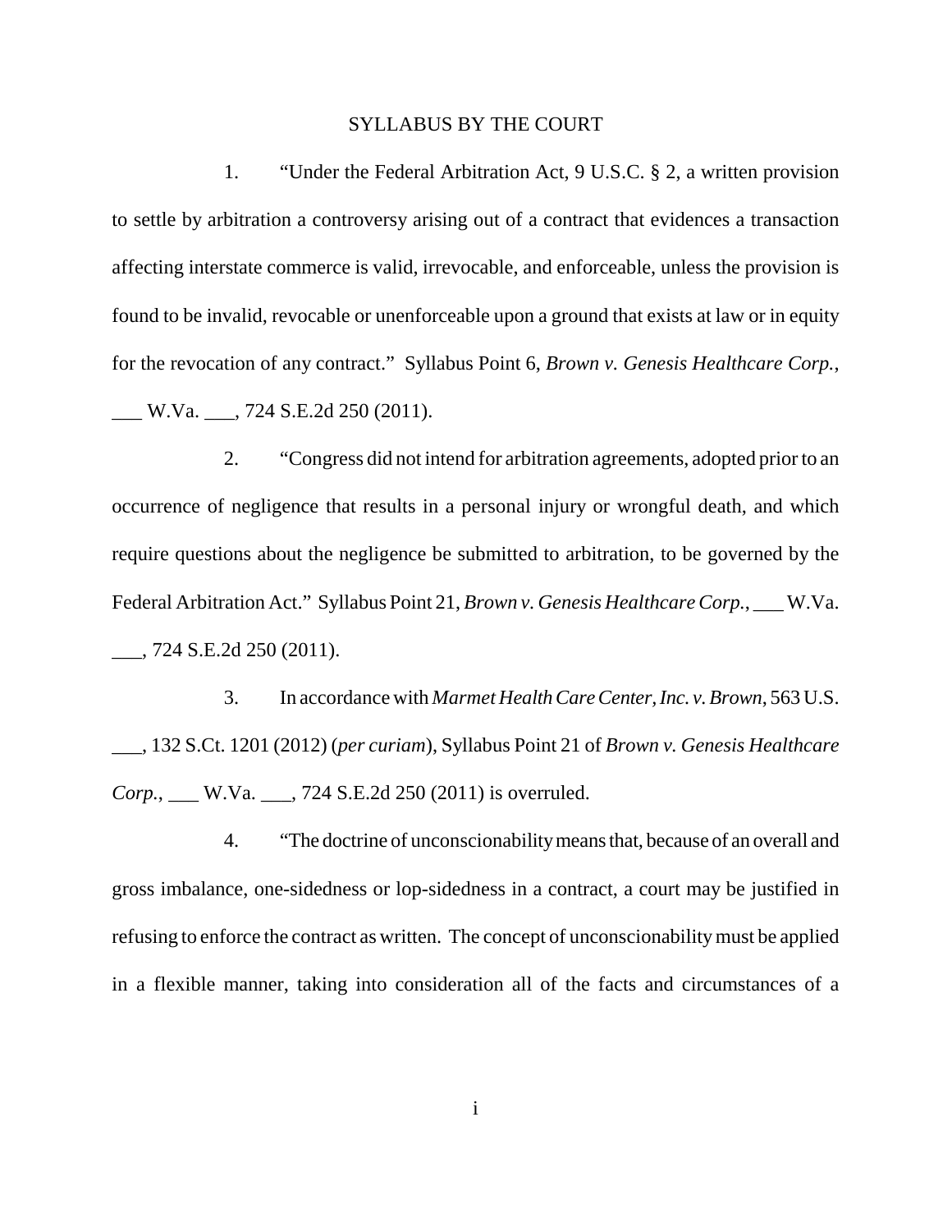SYLLABUS BY THE COURT

1. "Under the Federal Arbitration Act, 9 U.S.C. § 2, a written provision to settle by arbitration a controversy arising out of a contract that evidences a transaction affecting interstate commerce is valid, irrevocable, and enforceable, unless the provision is found to be invalid, revocable or unenforceable upon a ground that exists at law or in equity for the revocation of any contract." Syllabus Point 6, *Brown v. Genesis Healthcare Corp.*, ___ W.Va. ___, 724 S.E.2d 250 (2011).

2. "Congress did not intend for arbitration agreements, adopted prior to an occurrence of negligence that results in a personal injury or wrongful death, and which require questions about the negligence be submitted to arbitration, to be governed by the Federal Arbitration Act." Syllabus Point 21, *Brown v. Genesis Healthcare Corp.*, ___ W.Va. ___, 724 S.E.2d 250 (2011).

3. In accordance with *Marmet Health Care Center, Inc. v. Brown*, 563 U.S. ___, 132 S.Ct. 1201 (2012) (*per curiam*), Syllabus Point 21 of *Brown v. Genesis Healthcare Corp.*, ___ W.Va. ___, 724 S.E.2d 250 (2011) is overruled.

4. "The doctrine of unconscionability means that, because of an overall and gross imbalance, one-sidedness or lop-sidedness in a contract, a court may be justified in refusing to enforce the contract as written. The concept of unconscionability must be applied in a flexible manner, taking into consideration all of the facts and circumstances of a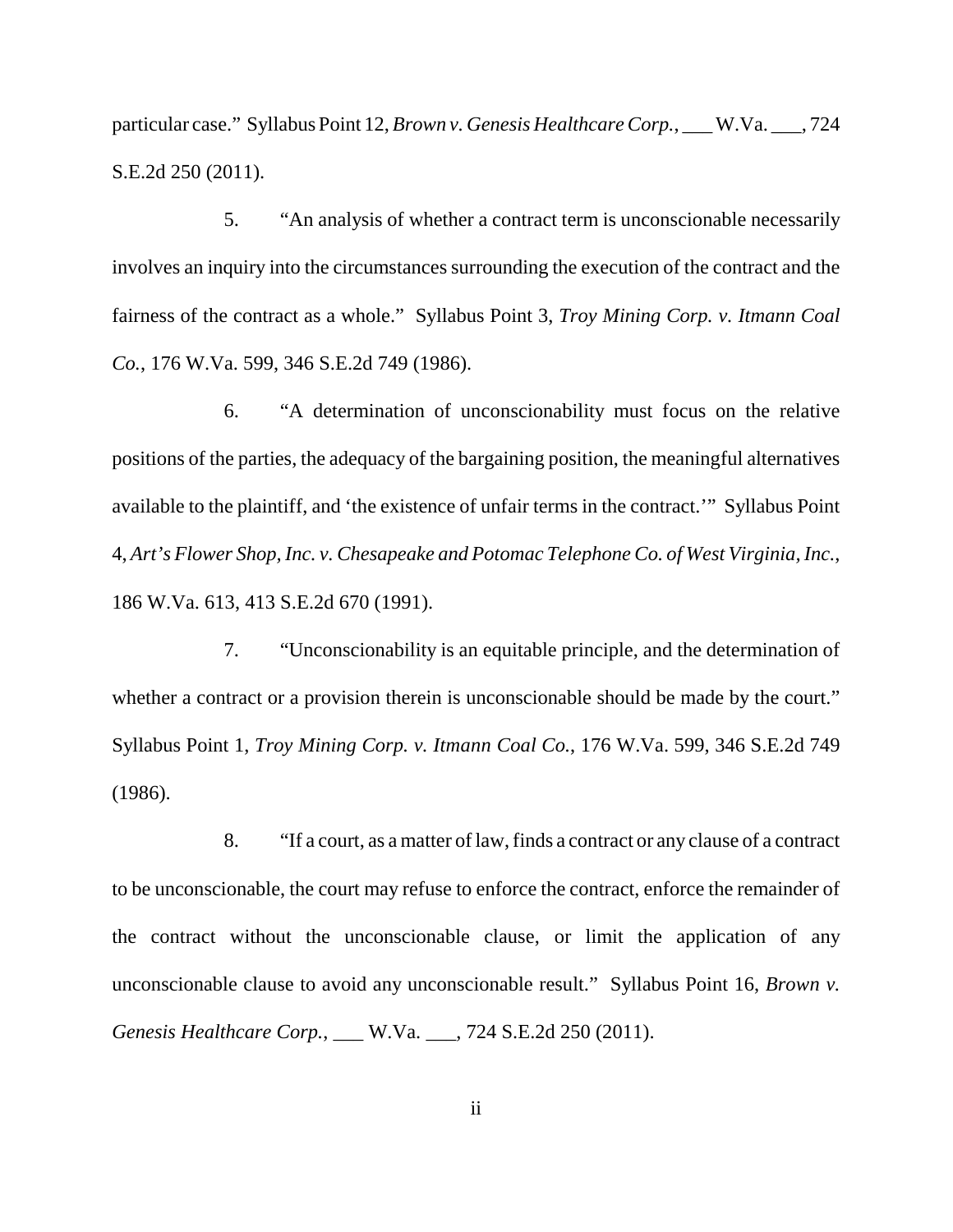particular case." Syllabus Point 12, *Brown v. Genesis Healthcare Corp.*, ___ W.Va. ___, 724 S.E.2d 250 (2011).

5. "An analysis of whether a contract term is unconscionable necessarily involves an inquiry into the circumstances surrounding the execution of the contract and the fairness of the contract as a whole." Syllabus Point 3, *Troy Mining Corp. v. Itmann Coal Co.*, 176 W.Va. 599, 346 S.E.2d 749 (1986).

6. "A determination of unconscionability must focus on the relative positions of the parties, the adequacy of the bargaining position, the meaningful alternatives available to the plaintiff, and 'the existence of unfair terms in the contract.'" Syllabus Point 4, *Art's Flower Shop, Inc. v. Chesapeake and Potomac Telephone Co. of West Virginia, Inc.*, 186 W.Va. 613, 413 S.E.2d 670 (1991).

7. "Unconscionability is an equitable principle, and the determination of whether a contract or a provision therein is unconscionable should be made by the court." Syllabus Point 1, *Troy Mining Corp. v. Itmann Coal Co.*, 176 W.Va. 599, 346 S.E.2d 749 (1986).

8. "If a court, as a matter of law, finds a contract or any clause of a contract to be unconscionable, the court may refuse to enforce the contract, enforce the remainder of the contract without the unconscionable clause, or limit the application of any unconscionable clause to avoid any unconscionable result." Syllabus Point 16, *Brown v. Genesis Healthcare Corp.*, ___ W.Va. ___, 724 S.E.2d 250 (2011).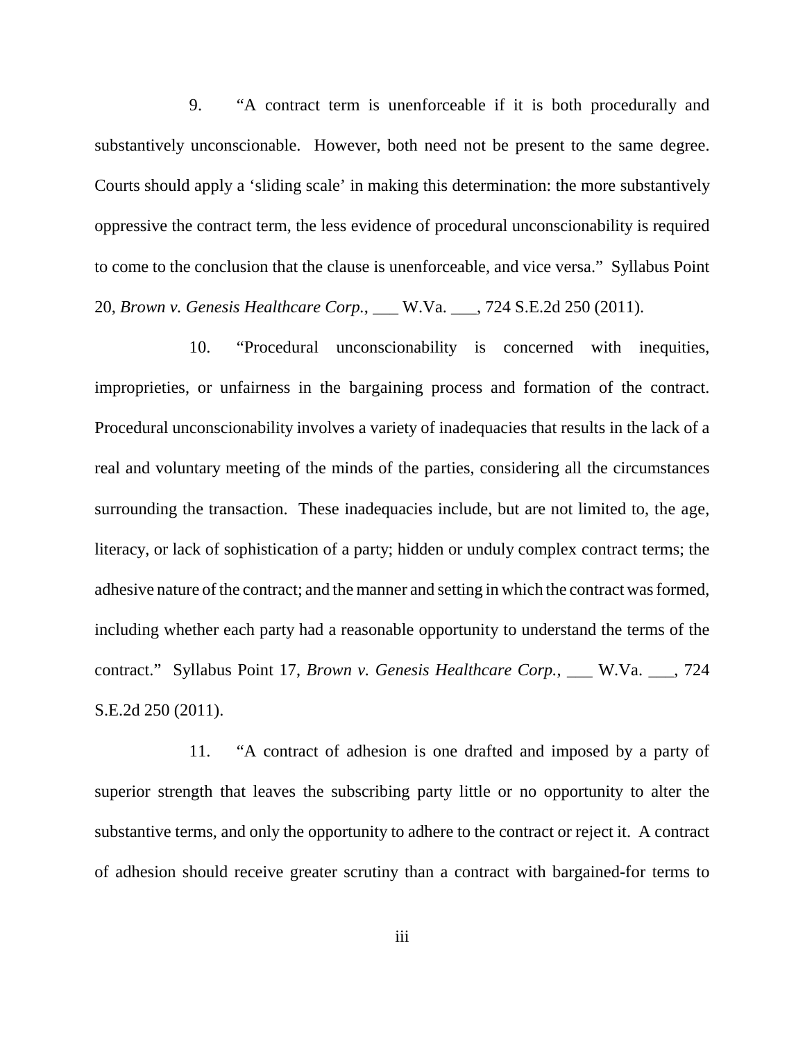9. "A contract term is unenforceable if it is both procedurally and substantively unconscionable. However, both need not be present to the same degree. Courts should apply a 'sliding scale' in making this determination: the more substantively oppressive the contract term, the less evidence of procedural unconscionability is required to come to the conclusion that the clause is unenforceable, and vice versa." Syllabus Point 20, *Brown v. Genesis Healthcare Corp.*, ___ W.Va. ___, 724 S.E.2d 250 (2011).

10. "Procedural unconscionability is concerned with inequities, improprieties, or unfairness in the bargaining process and formation of the contract. Procedural unconscionability involves a variety of inadequacies that results in the lack of a real and voluntary meeting of the minds of the parties, considering all the circumstances surrounding the transaction. These inadequacies include, but are not limited to, the age, literacy, or lack of sophistication of a party; hidden or unduly complex contract terms; the adhesive nature of the contract; and the manner and setting in which the contract was formed, including whether each party had a reasonable opportunity to understand the terms of the contract." Syllabus Point 17, *Brown v. Genesis Healthcare Corp.*, ___ W.Va. ___, 724 S.E.2d 250 (2011).

11. "A contract of adhesion is one drafted and imposed by a party of superior strength that leaves the subscribing party little or no opportunity to alter the substantive terms, and only the opportunity to adhere to the contract or reject it. A contract of adhesion should receive greater scrutiny than a contract with bargained-for terms to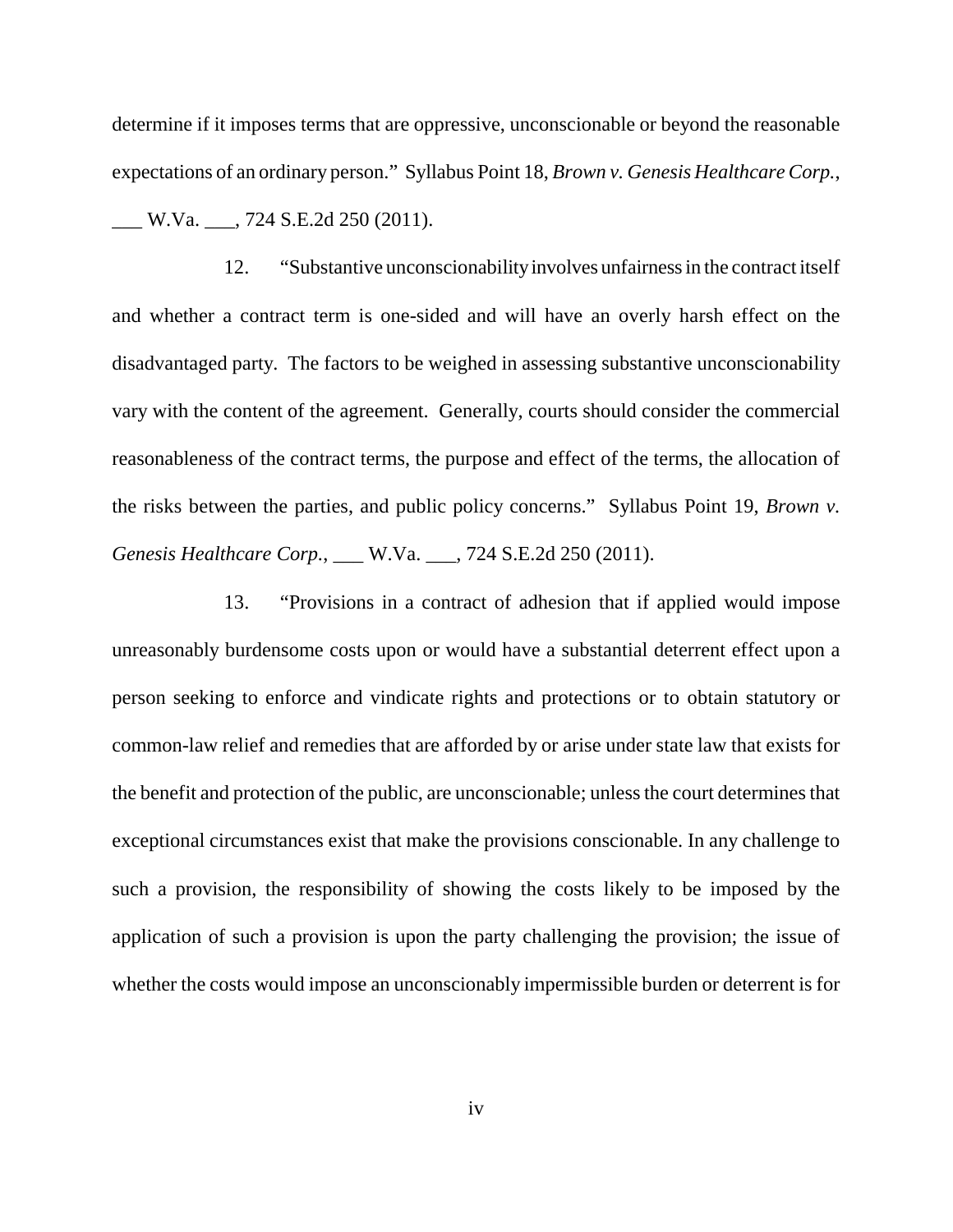determine if it imposes terms that are oppressive, unconscionable or beyond the reasonable expectations of an ordinary person." Syllabus Point 18, *Brown v. Genesis Healthcare Corp.*, ___ W.Va. ___, 724 S.E.2d 250 (2011).

12. "Substantive unconscionability involves unfairness in the contract itself and whether a contract term is one-sided and will have an overly harsh effect on the disadvantaged party. The factors to be weighed in assessing substantive unconscionability vary with the content of the agreement. Generally, courts should consider the commercial reasonableness of the contract terms, the purpose and effect of the terms, the allocation of the risks between the parties, and public policy concerns." Syllabus Point 19, *Brown v. Genesis Healthcare Corp.*, ___ W.Va. ___, 724 S.E.2d 250 (2011).

13. "Provisions in a contract of adhesion that if applied would impose unreasonably burdensome costs upon or would have a substantial deterrent effect upon a person seeking to enforce and vindicate rights and protections or to obtain statutory or common-law relief and remedies that are afforded by or arise under state law that exists for the benefit and protection of the public, are unconscionable; unless the court determines that exceptional circumstances exist that make the provisions conscionable. In any challenge to such a provision, the responsibility of showing the costs likely to be imposed by the application of such a provision is upon the party challenging the provision; the issue of whether the costs would impose an unconscionably impermissible burden or deterrent is for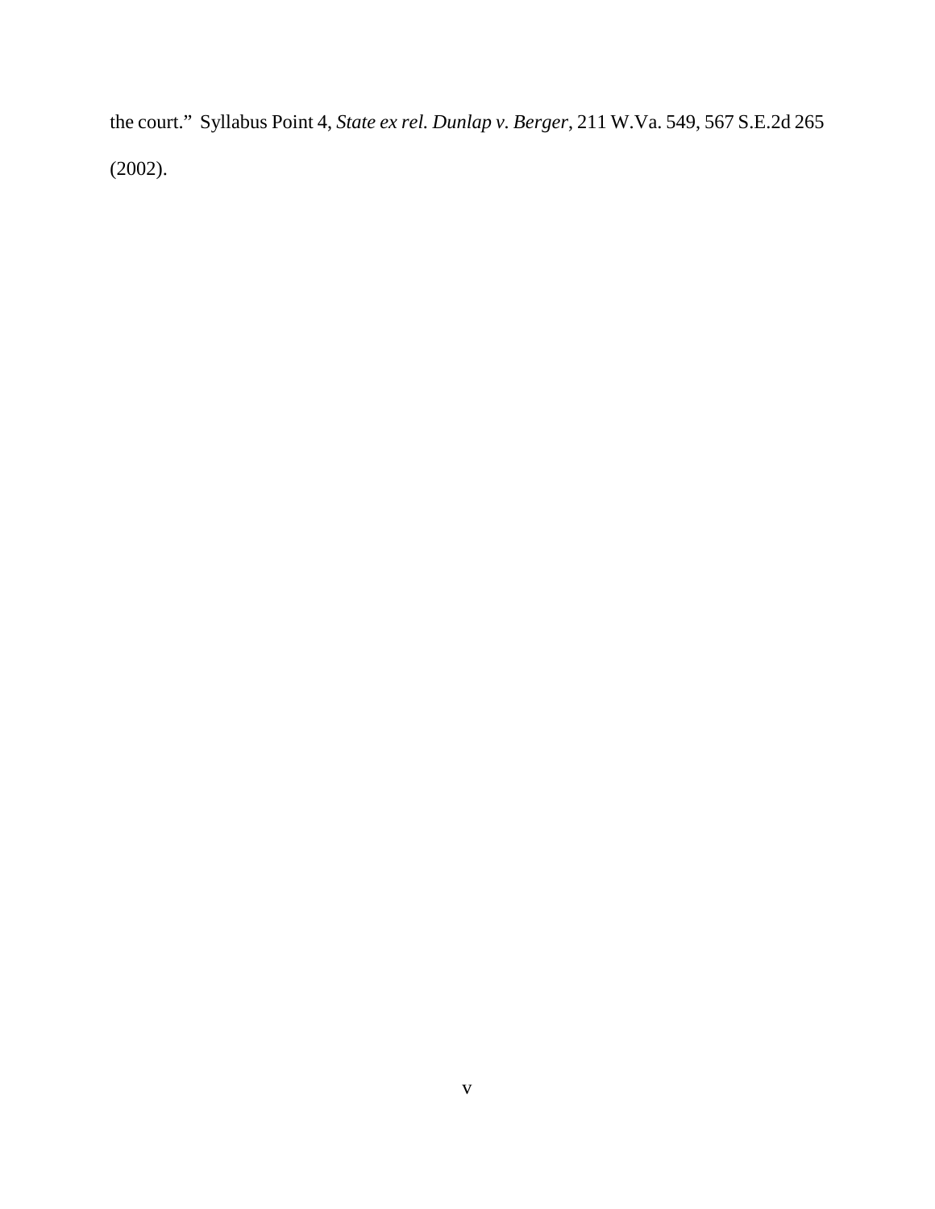the court." Syllabus Point 4, *State ex rel. Dunlap v. Berger*, 211 W.Va. 549, 567 S.E.2d 265 (2002).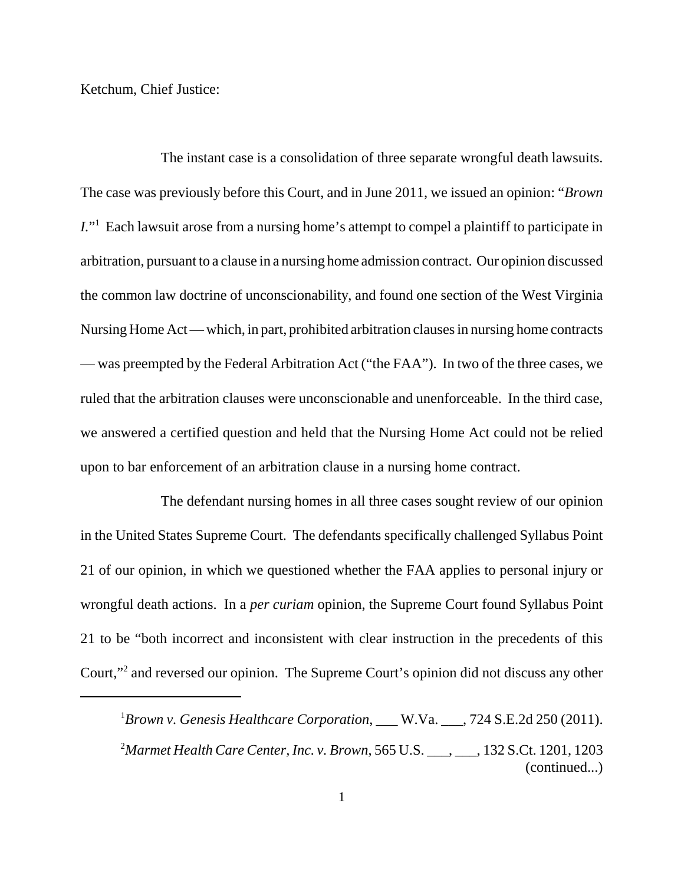Ketchum, Chief Justice:

The instant case is a consolidation of three separate wrongful death lawsuits. The case was previously before this Court, and in June 2011, we issued an opinion: "*Brown I*."[1] Each lawsuit arose from a nursing home's attempt to compel a plaintiff to participate in arbitration, pursuant to a clause in a nursing home admission contract. Our opinion discussed the common law doctrine of unconscionability, and found one section of the West Virginia Nursing Home Act — which, in part, prohibited arbitration clauses in nursing home contracts — was preempted by the Federal Arbitration Act ("the FAA"). In two of the three cases, we ruled that the arbitration clauses were unconscionable and unenforceable. In the third case, we answered a certified question and held that the Nursing Home Act could not be relied upon to bar enforcement of an arbitration clause in a nursing home contract.

The defendant nursing homes in all three cases sought review of our opinion in the United States Supreme Court. The defendants specifically challenged Syllabus Point 21 of our opinion, in which we questioned whether the FAA applies to personal injury or wrongful death actions. In a *per curiam* opinion, the Supreme Court found Syllabus Point 21 to be "both incorrect and inconsistent with clear instruction in the precedents of this Court,"[2] and reversed our opinion. The Supreme Court's opinion did not discuss any other

---

[1] *Brown v. Genesis Healthcare Corporation*, ___ W.Va. ___, 724 S.E.2d 250 (2011).

[2] *Marmet Health Care Center, Inc. v. Brown*, 565 U.S. ___, ___, 132 S.Ct. 1201, 1203 (continued...)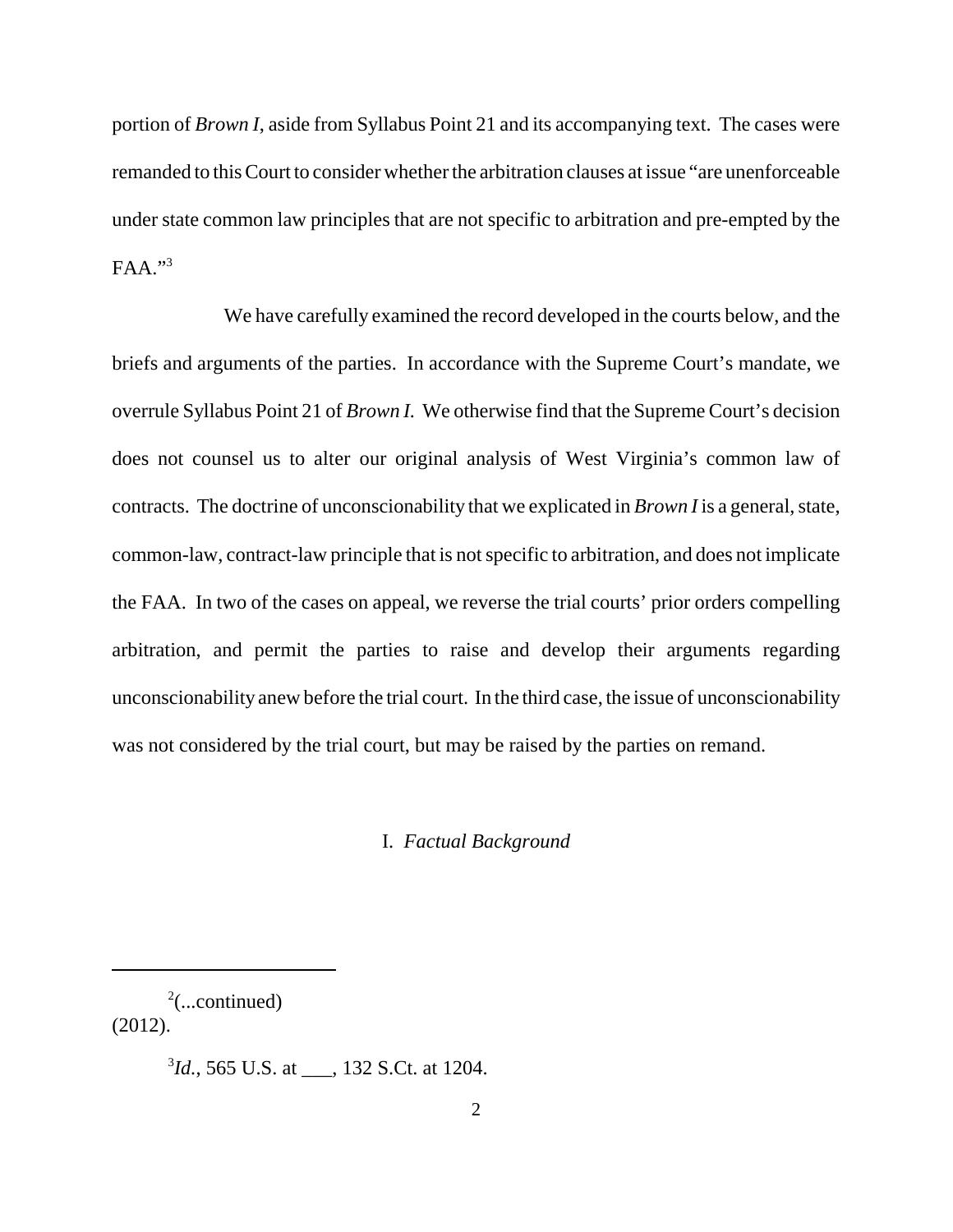portion of *Brown I,* aside from Syllabus Point 21 and its accompanying text. The cases were remanded to this Court to consider whether the arbitration clauses at issue "are unenforceable under state common law principles that are not specific to arbitration and pre-empted by the FAA."[3]

We have carefully examined the record developed in the courts below, and the briefs and arguments of the parties. In accordance with the Supreme Court's mandate, we overrule Syllabus Point 21 of *Brown I.* We otherwise find that the Supreme Court's decision does not counsel us to alter our original analysis of West Virginia's common law of contracts. The doctrine of unconscionability that we explicated in *Brown I* is a general, state, common-law, contract-law principle that is not specific to arbitration, and does not implicate the FAA. In two of the cases on appeal, we reverse the trial courts' prior orders compelling arbitration, and permit the parties to raise and develop their arguments regarding unconscionability anew before the trial court. In the third case, the issue of unconscionability was not considered by the trial court, but may be raised by the parties on remand.

## I. *Factual Background*

---

[2](...continued)
(2012).

[3]*Id.*, 565 U.S. at \_\_\_, 132 S.Ct. at 1204.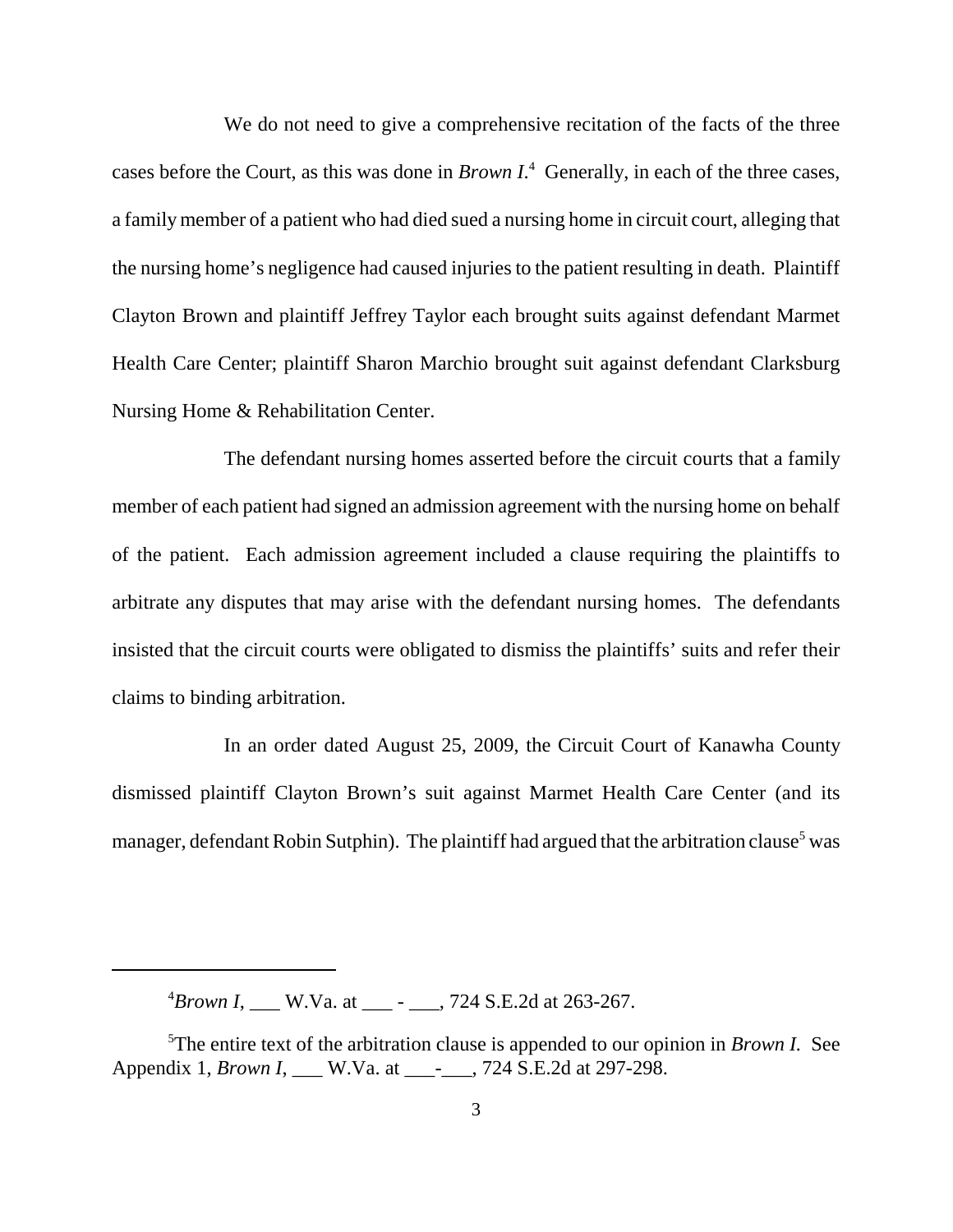We do not need to give a comprehensive recitation of the facts of the three cases before the Court, as this was done in *Brown I*.[4] Generally, in each of the three cases, a family member of a patient who had died sued a nursing home in circuit court, alleging that the nursing home's negligence had caused injuries to the patient resulting in death. Plaintiff Clayton Brown and plaintiff Jeffrey Taylor each brought suits against defendant Marmet Health Care Center; plaintiff Sharon Marchio brought suit against defendant Clarksburg Nursing Home & Rehabilitation Center.

The defendant nursing homes asserted before the circuit courts that a family member of each patient had signed an admission agreement with the nursing home on behalf of the patient. Each admission agreement included a clause requiring the plaintiffs to arbitrate any disputes that may arise with the defendant nursing homes. The defendants insisted that the circuit courts were obligated to dismiss the plaintiffs' suits and refer their claims to binding arbitration.

In an order dated August 25, 2009, the Circuit Court of Kanawha County dismissed plaintiff Clayton Brown's suit against Marmet Health Care Center (and its manager, defendant Robin Sutphin). The plaintiff had argued that the arbitration clause[5] was

---

[4] *Brown I*, ___ W.Va. at ___ - ___, 724 S.E.2d at 263-267.

[5] The entire text of the arbitration clause is appended to our opinion in *Brown I*. See Appendix 1, *Brown I*, ___ W.Va. at ___-___, 724 S.E.2d at 297-298.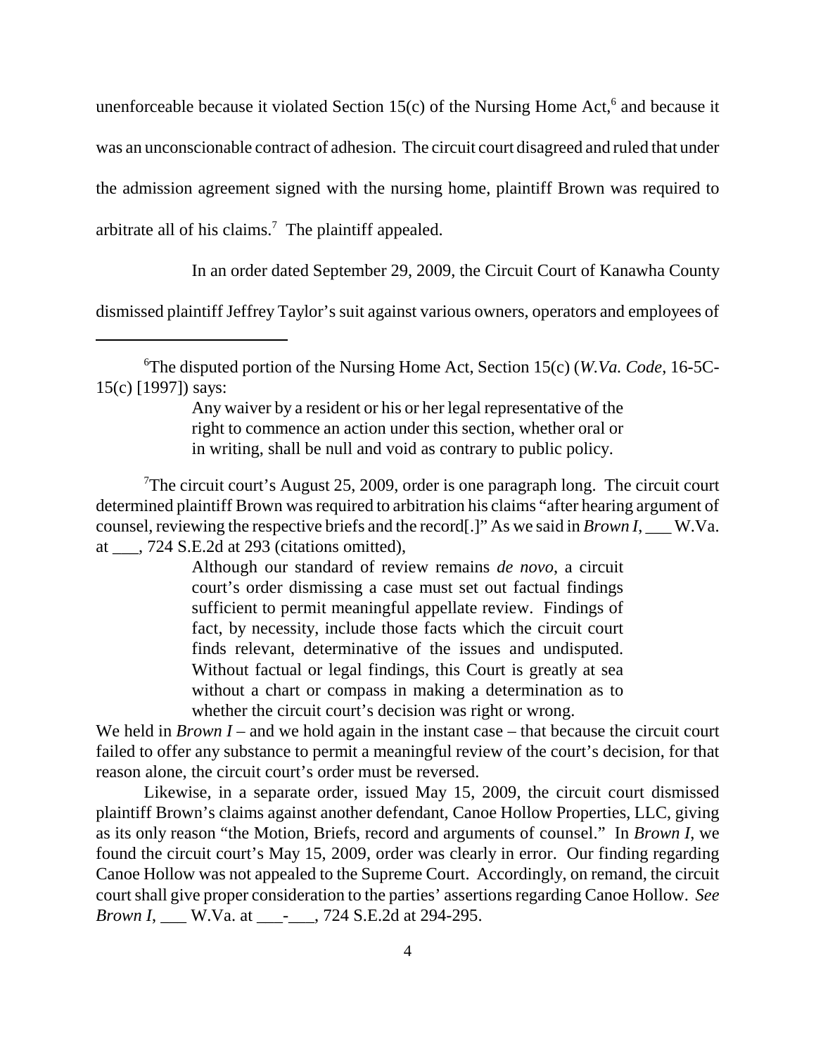unenforceable because it violated Section 15(c) of the Nursing Home Act,[6] and because it was an unconscionable contract of adhesion. The circuit court disagreed and ruled that under the admission agreement signed with the nursing home, plaintiff Brown was required to arbitrate all of his claims.[7] The plaintiff appealed.

In an order dated September 29, 2009, the Circuit Court of Kanawha County dismissed plaintiff Jeffrey Taylor's suit against various owners, operators and employees of

---

[6]The disputed portion of the Nursing Home Act, Section 15(c) (*W.Va. Code*, 16-5C-15(c) [1997]) says:

> Any waiver by a resident or his or her legal representative of the right to commence an action under this section, whether oral or in writing, shall be null and void as contrary to public policy.

[7]The circuit court's August 25, 2009, order is one paragraph long. The circuit court determined plaintiff Brown was required to arbitration his claims "after hearing argument of counsel, reviewing the respective briefs and the record[.]" As we said in *Brown I*, ___ W.Va. at ___, 724 S.E.2d at 293 (citations omitted),

> Although our standard of review remains *de novo*, a circuit court's order dismissing a case must set out factual findings sufficient to permit meaningful appellate review. Findings of fact, by necessity, include those facts which the circuit court finds relevant, determinative of the issues and undisputed. Without factual or legal findings, this Court is greatly at sea without a chart or compass in making a determination as to whether the circuit court's decision was right or wrong.

We held in *Brown I* – and we hold again in the instant case – that because the circuit court failed to offer any substance to permit a meaningful review of the court's decision, for that reason alone, the circuit court's order must be reversed.

Likewise, in a separate order, issued May 15, 2009, the circuit court dismissed plaintiff Brown's claims against another defendant, Canoe Hollow Properties, LLC, giving as its only reason "the Motion, Briefs, record and arguments of counsel." In *Brown I*, we found the circuit court's May 15, 2009, order was clearly in error. Our finding regarding Canoe Hollow was not appealed to the Supreme Court. Accordingly, on remand, the circuit court shall give proper consideration to the parties' assertions regarding Canoe Hollow. *See Brown I*, ___ W.Va. at ___-___, 724 S.E.2d at 294-295.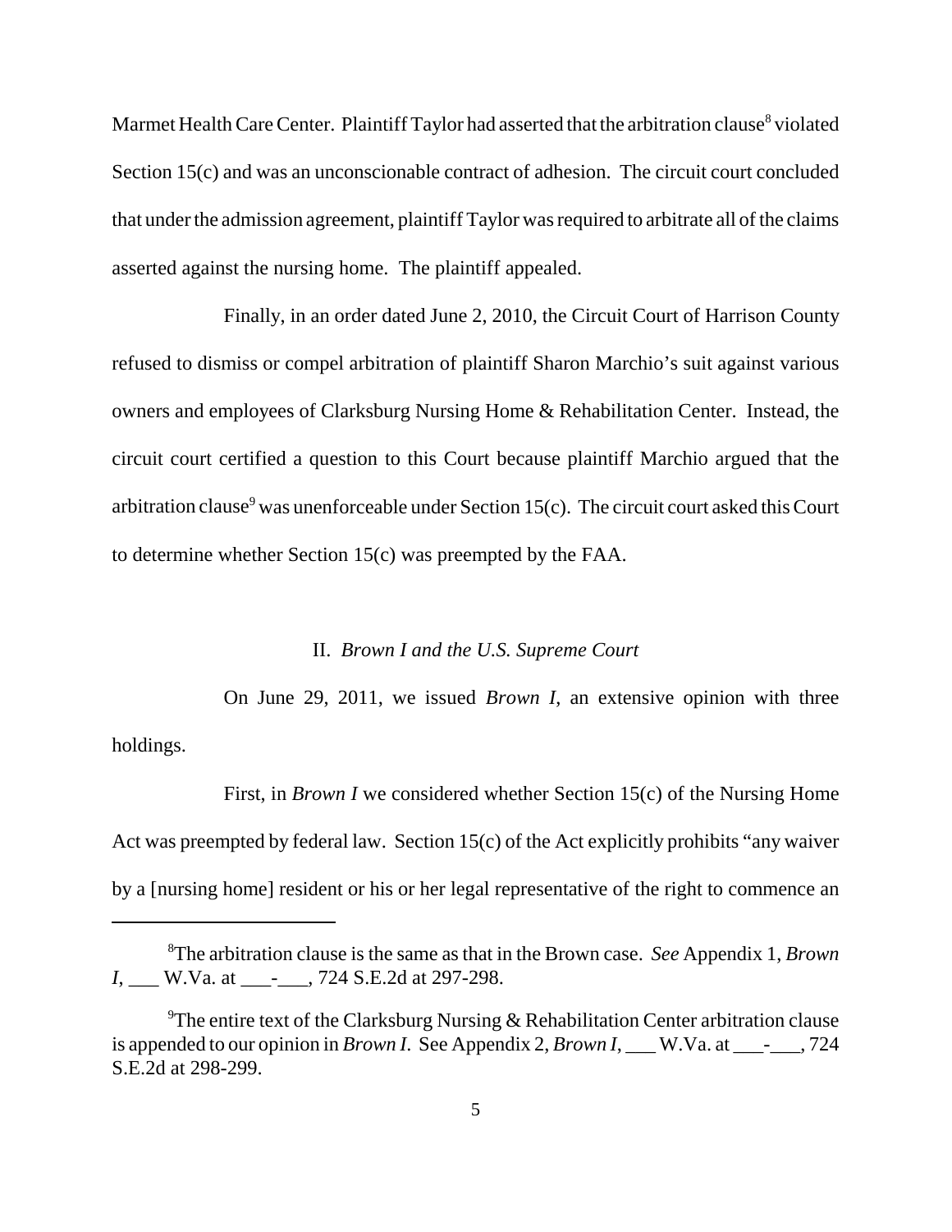Marmet Health Care Center. Plaintiff Taylor had asserted that the arbitration clause[8] violated Section 15(c) and was an unconscionable contract of adhesion. The circuit court concluded that under the admission agreement, plaintiff Taylor was required to arbitrate all of the claims asserted against the nursing home. The plaintiff appealed.

Finally, in an order dated June 2, 2010, the Circuit Court of Harrison County refused to dismiss or compel arbitration of plaintiff Sharon Marchio's suit against various owners and employees of Clarksburg Nursing Home & Rehabilitation Center. Instead, the circuit court certified a question to this Court because plaintiff Marchio argued that the arbitration clause[9] was unenforceable under Section 15(c). The circuit court asked this Court to determine whether Section 15(c) was preempted by the FAA.

## II. *Brown I and the U.S. Supreme Court*

On June 29, 2011, we issued *Brown I*, an extensive opinion with three holdings.

First, in *Brown I* we considered whether Section 15(c) of the Nursing Home Act was preempted by federal law. Section 15(c) of the Act explicitly prohibits "any waiver by a [nursing home] resident or his or her legal representative of the right to commence an

---

[8]The arbitration clause is the same as that in the Brown case. *See* Appendix 1, *Brown I*, ___ W.Va. at ___-___, 724 S.E.2d at 297-298.

[9]The entire text of the Clarksburg Nursing & Rehabilitation Center arbitration clause is appended to our opinion in *Brown I*. See Appendix 2, *Brown I*, ___ W.Va. at ___-___, 724 S.E.2d at 298-299.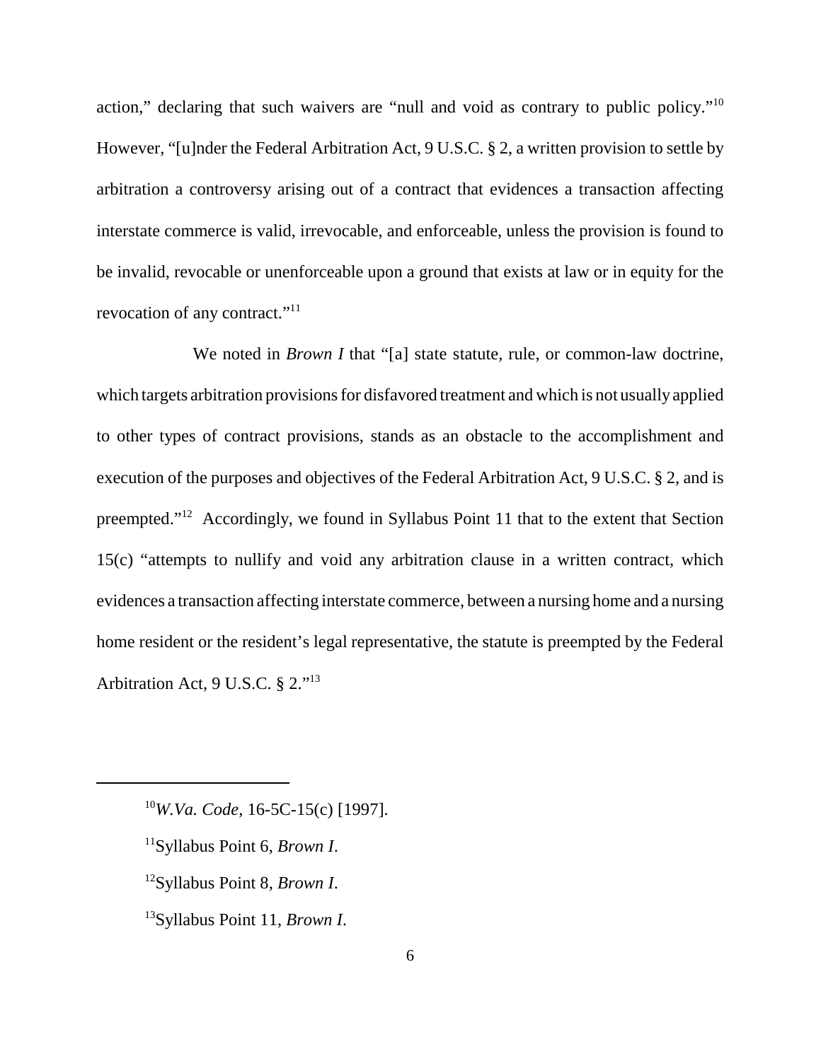action," declaring that such waivers are "null and void as contrary to public policy."[10] However, "[u]nder the Federal Arbitration Act, 9 U.S.C. § 2, a written provision to settle by arbitration a controversy arising out of a contract that evidences a transaction affecting interstate commerce is valid, irrevocable, and enforceable, unless the provision is found to be invalid, revocable or unenforceable upon a ground that exists at law or in equity for the revocation of any contract."[11]

We noted in *Brown I* that "[a] state statute, rule, or common-law doctrine, which targets arbitration provisions for disfavored treatment and which is not usually applied to other types of contract provisions, stands as an obstacle to the accomplishment and execution of the purposes and objectives of the Federal Arbitration Act, 9 U.S.C. § 2, and is preempted."[12] Accordingly, we found in Syllabus Point 11 that to the extent that Section 15(c) "attempts to nullify and void any arbitration clause in a written contract, which evidences a transaction affecting interstate commerce, between a nursing home and a nursing home resident or the resident's legal representative, the statute is preempted by the Federal Arbitration Act, 9 U.S.C. § 2."[13]

---

[10] *W.Va. Code*, 16-5C-15(c) [1997].

[11] Syllabus Point 6, *Brown I*.

[12] Syllabus Point 8, *Brown I*.

[13] Syllabus Point 11, *Brown I*.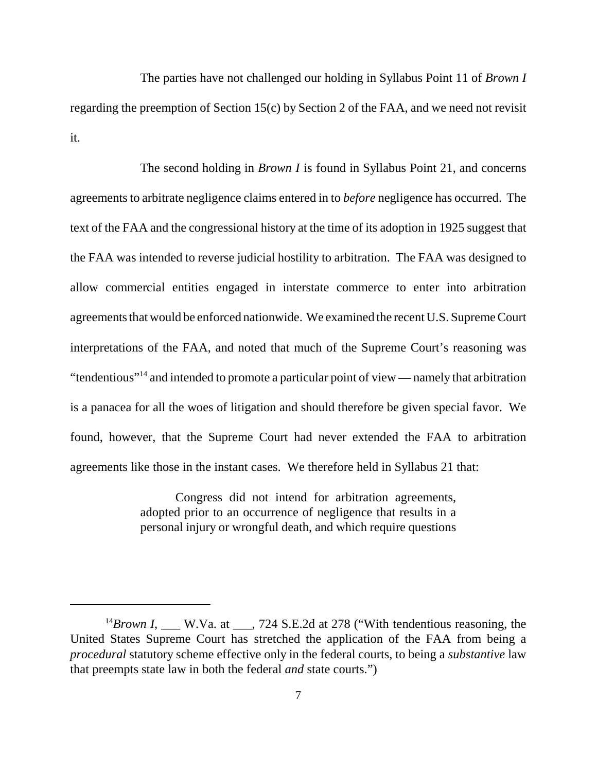The parties have not challenged our holding in Syllabus Point 11 of *Brown I* regarding the preemption of Section 15(c) by Section 2 of the FAA, and we need not revisit it.

The second holding in *Brown I* is found in Syllabus Point 21, and concerns agreements to arbitrate negligence claims entered in to *before* negligence has occurred. The text of the FAA and the congressional history at the time of its adoption in 1925 suggest that the FAA was intended to reverse judicial hostility to arbitration. The FAA was designed to allow commercial entities engaged in interstate commerce to enter into arbitration agreements that would be enforced nationwide. We examined the recent U.S. Supreme Court interpretations of the FAA, and noted that much of the Supreme Court's reasoning was "tendentious"[14] and intended to promote a particular point of view — namely that arbitration is a panacea for all the woes of litigation and should therefore be given special favor. We found, however, that the Supreme Court had never extended the FAA to arbitration agreements like those in the instant cases. We therefore held in Syllabus 21 that:

> Congress did not intend for arbitration agreements, adopted prior to an occurrence of negligence that results in a personal injury or wrongful death, and which require questions

[14]*Brown I*, ___ W.Va. at ___, 724 S.E.2d at 278 ("With tendentious reasoning, the United States Supreme Court has stretched the application of the FAA from being a *procedural* statutory scheme effective only in the federal courts, to being a *substantive* law that preempts state law in both the federal *and* state courts.")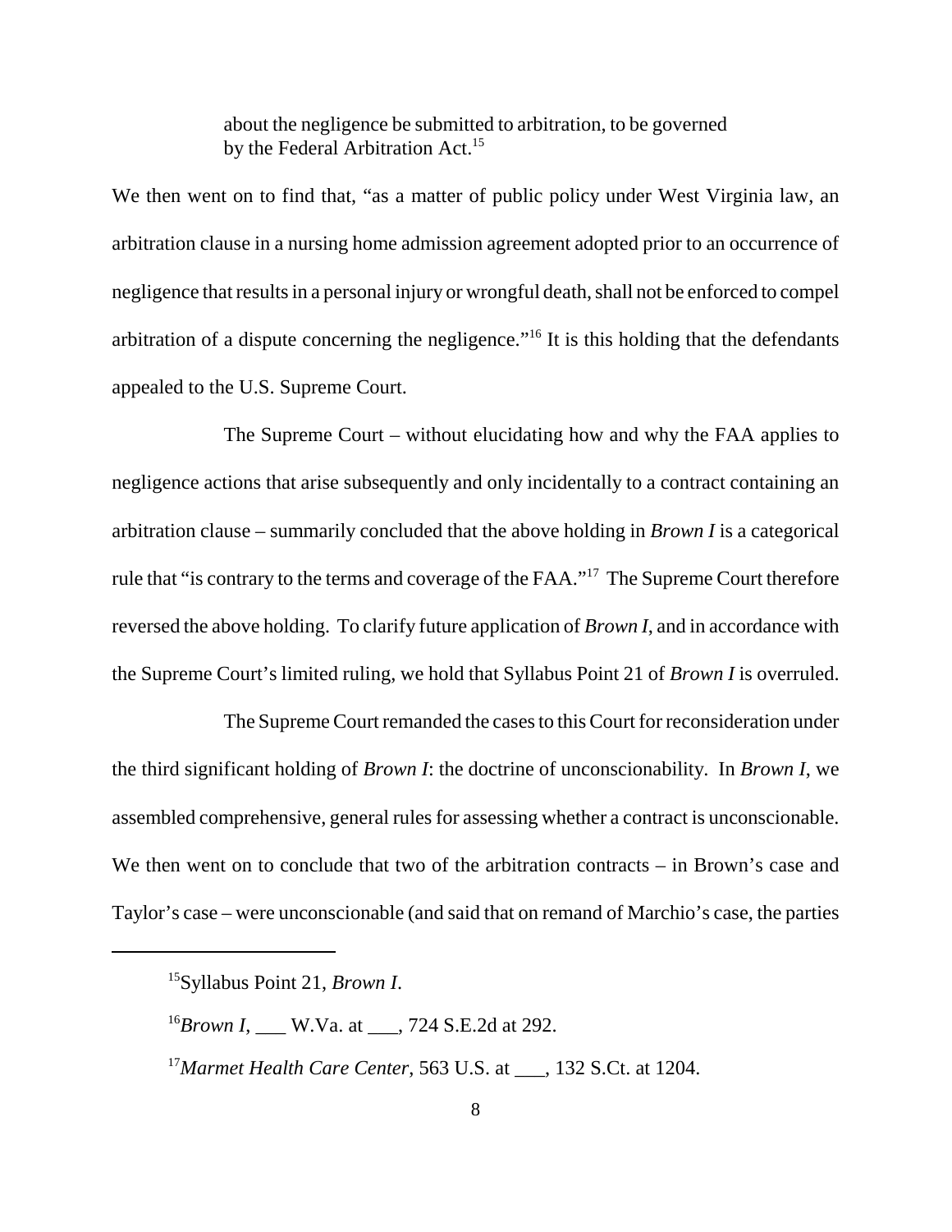> about the negligence be submitted to arbitration, to be governed by the Federal Arbitration Act.[15]

We then went on to find that, "as a matter of public policy under West Virginia law, an arbitration clause in a nursing home admission agreement adopted prior to an occurrence of negligence that results in a personal injury or wrongful death, shall not be enforced to compel arbitration of a dispute concerning the negligence."[16] It is this holding that the defendants appealed to the U.S. Supreme Court.

The Supreme Court – without elucidating how and why the FAA applies to negligence actions that arise subsequently and only incidentally to a contract containing an arbitration clause – summarily concluded that the above holding in *Brown I* is a categorical rule that "is contrary to the terms and coverage of the FAA."[17] The Supreme Court therefore reversed the above holding. To clarify future application of *Brown I*, and in accordance with the Supreme Court's limited ruling, we hold that Syllabus Point 21 of *Brown I* is overruled.

The Supreme Court remanded the cases to this Court for reconsideration under the third significant holding of *Brown I*: the doctrine of unconscionability. In *Brown I*, we assembled comprehensive, general rules for assessing whether a contract is unconscionable. We then went on to conclude that two of the arbitration contracts – in Brown's case and Taylor's case – were unconscionable (and said that on remand of Marchio's case, the parties

---

[15]Syllabus Point 21, *Brown I*.

[16]*Brown I*, ___ W.Va. at ___, 724 S.E.2d at 292.

[17]*Marmet Health Care Center*, 563 U.S. at ___, 132 S.Ct. at 1204.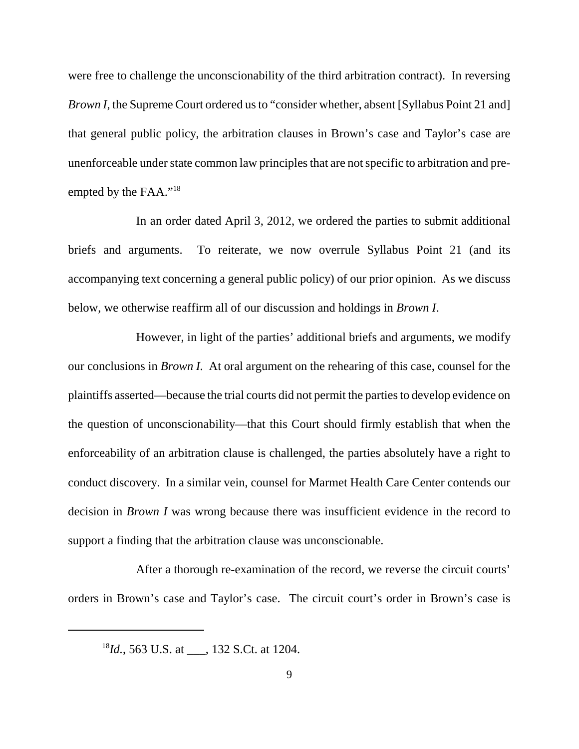were free to challenge the unconscionability of the third arbitration contract). In reversing *Brown I*, the Supreme Court ordered us to "consider whether, absent [Syllabus Point 21 and] that general public policy, the arbitration clauses in Brown's case and Taylor's case are unenforceable under state common law principles that are not specific to arbitration and pre-empted by the FAA."[18]

In an order dated April 3, 2012, we ordered the parties to submit additional briefs and arguments. To reiterate, we now overrule Syllabus Point 21 (and its accompanying text concerning a general public policy) of our prior opinion. As we discuss below, we otherwise reaffirm all of our discussion and holdings in *Brown I*.

However, in light of the parties' additional briefs and arguments, we modify our conclusions in *Brown I*. At oral argument on the rehearing of this case, counsel for the plaintiffs asserted—because the trial courts did not permit the parties to develop evidence on the question of unconscionability—that this Court should firmly establish that when the enforceability of an arbitration clause is challenged, the parties absolutely have a right to conduct discovery. In a similar vein, counsel for Marmet Health Care Center contends our decision in *Brown I* was wrong because there was insufficient evidence in the record to support a finding that the arbitration clause was unconscionable.

After a thorough re-examination of the record, we reverse the circuit courts' orders in Brown's case and Taylor's case. The circuit court's order in Brown's case is

---

[18]*Id.*, 563 U.S. at ___, 132 S.Ct. at 1204.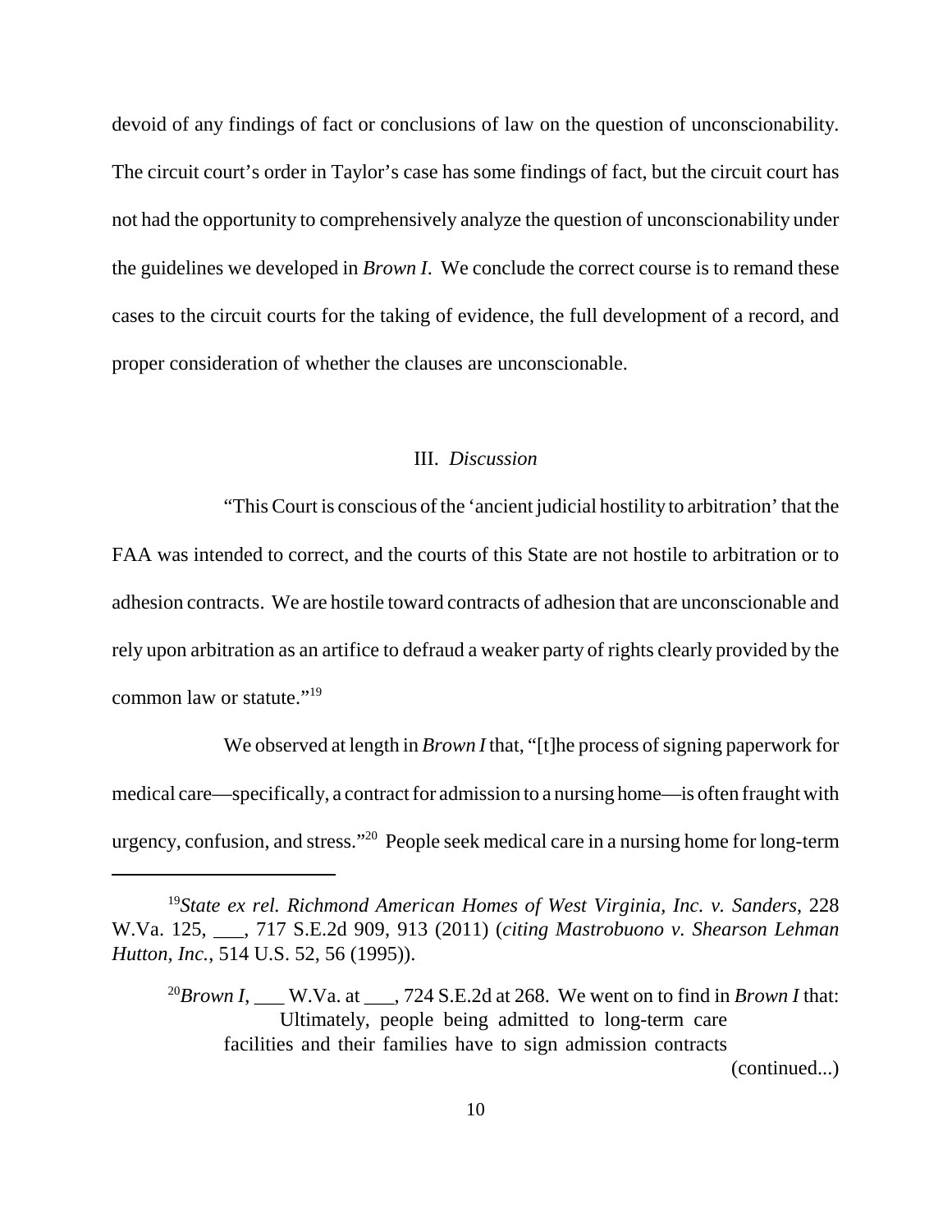devoid of any findings of fact or conclusions of law on the question of unconscionability. The circuit court's order in Taylor's case has some findings of fact, but the circuit court has not had the opportunity to comprehensively analyze the question of unconscionability under the guidelines we developed in *Brown I*. We conclude the correct course is to remand these cases to the circuit courts for the taking of evidence, the full development of a record, and proper consideration of whether the clauses are unconscionable.

## III. *Discussion*

"This Court is conscious of the 'ancient judicial hostility to arbitration' that the FAA was intended to correct, and the courts of this State are not hostile to arbitration or to adhesion contracts. We are hostile toward contracts of adhesion that are unconscionable and rely upon arbitration as an artifice to defraud a weaker party of rights clearly provided by the common law or statute."[19]

We observed at length in *Brown I* that, "[t]he process of signing paperwork for medical care—specifically, a contract for admission to a nursing home—is often fraught with urgency, confusion, and stress."[20] People seek medical care in a nursing home for long-term

---

[19] *State ex rel. Richmond American Homes of West Virginia, Inc. v. Sanders*, 228 W.Va. 125, ___, 717 S.E.2d 909, 913 (2011) (*citing Mastrobuono v. Shearson Lehman Hutton, Inc.*, 514 U.S. 52, 56 (1995)).

[20] *Brown I*, ___ W.Va. at ___, 724 S.E.2d at 268. We went on to find in *Brown I* that:

> Ultimately, people being admitted to long-term care facilities and their families have to sign admission contracts

(continued...)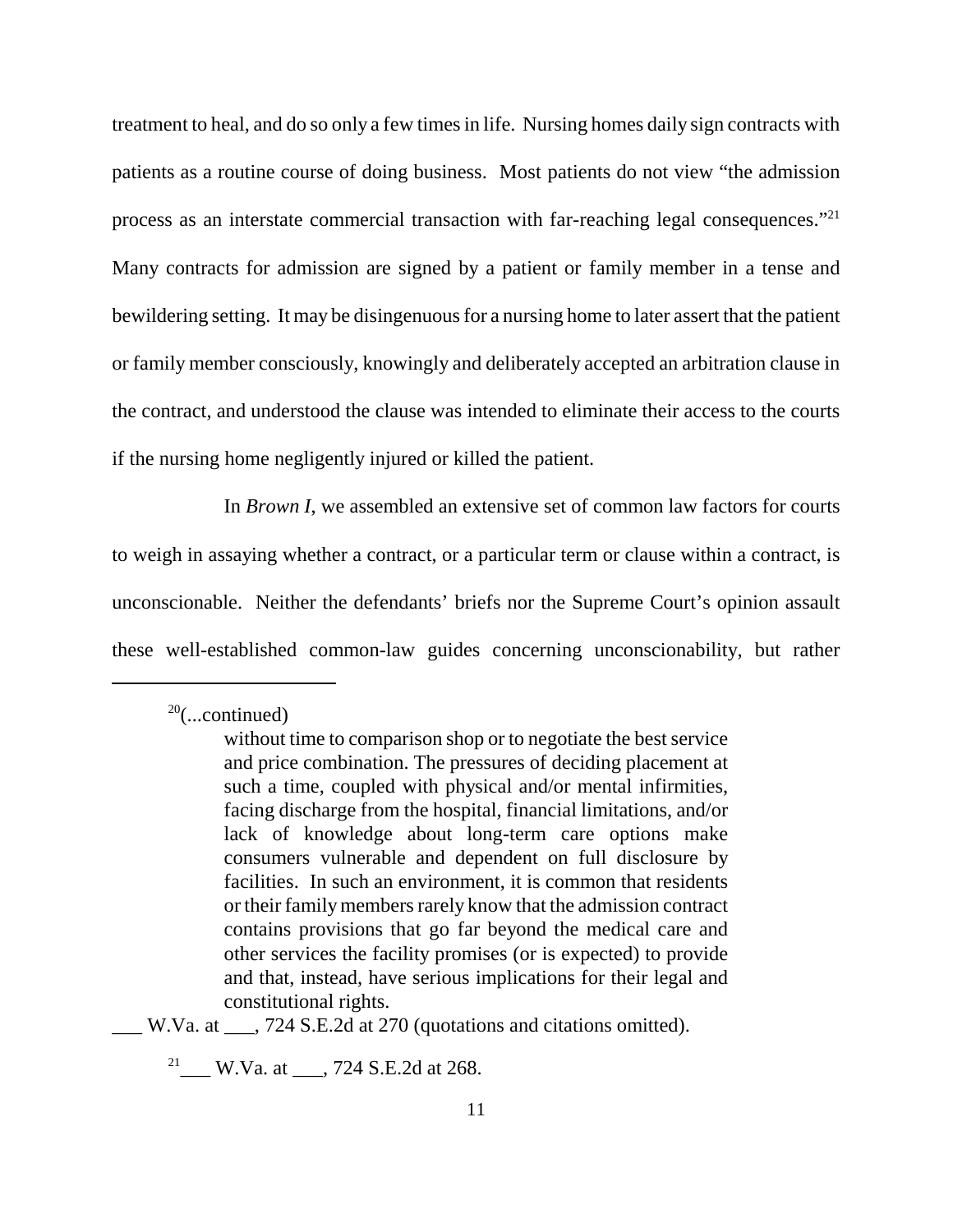treatment to heal, and do so only a few times in life. Nursing homes daily sign contracts with patients as a routine course of doing business. Most patients do not view "the admission process as an interstate commercial transaction with far-reaching legal consequences."[21] Many contracts for admission are signed by a patient or family member in a tense and bewildering setting. It may be disingenuous for a nursing home to later assert that the patient or family member consciously, knowingly and deliberately accepted an arbitration clause in the contract, and understood the clause was intended to eliminate their access to the courts if the nursing home negligently injured or killed the patient.

In *Brown I*, we assembled an extensive set of common law factors for courts to weigh in assaying whether a contract, or a particular term or clause within a contract, is unconscionable. Neither the defendants' briefs nor the Supreme Court's opinion assault these well-established common-law guides concerning unconscionability, but rather

---

[20](...continued)

> without time to comparison shop or to negotiate the best service and price combination. The pressures of deciding placement at such a time, coupled with physical and/or mental infirmities, facing discharge from the hospital, financial limitations, and/or lack of knowledge about long-term care options make consumers vulnerable and dependent on full disclosure by facilities. In such an environment, it is common that residents or their family members rarely know that the admission contract contains provisions that go far beyond the medical care and other services the facility promises (or is expected) to provide and that, instead, have serious implications for their legal and constitutional rights.

___ W.Va. at ___, 724 S.E.2d at 270 (quotations and citations omitted).

[21] ___ W.Va. at ___, 724 S.E.2d at 268.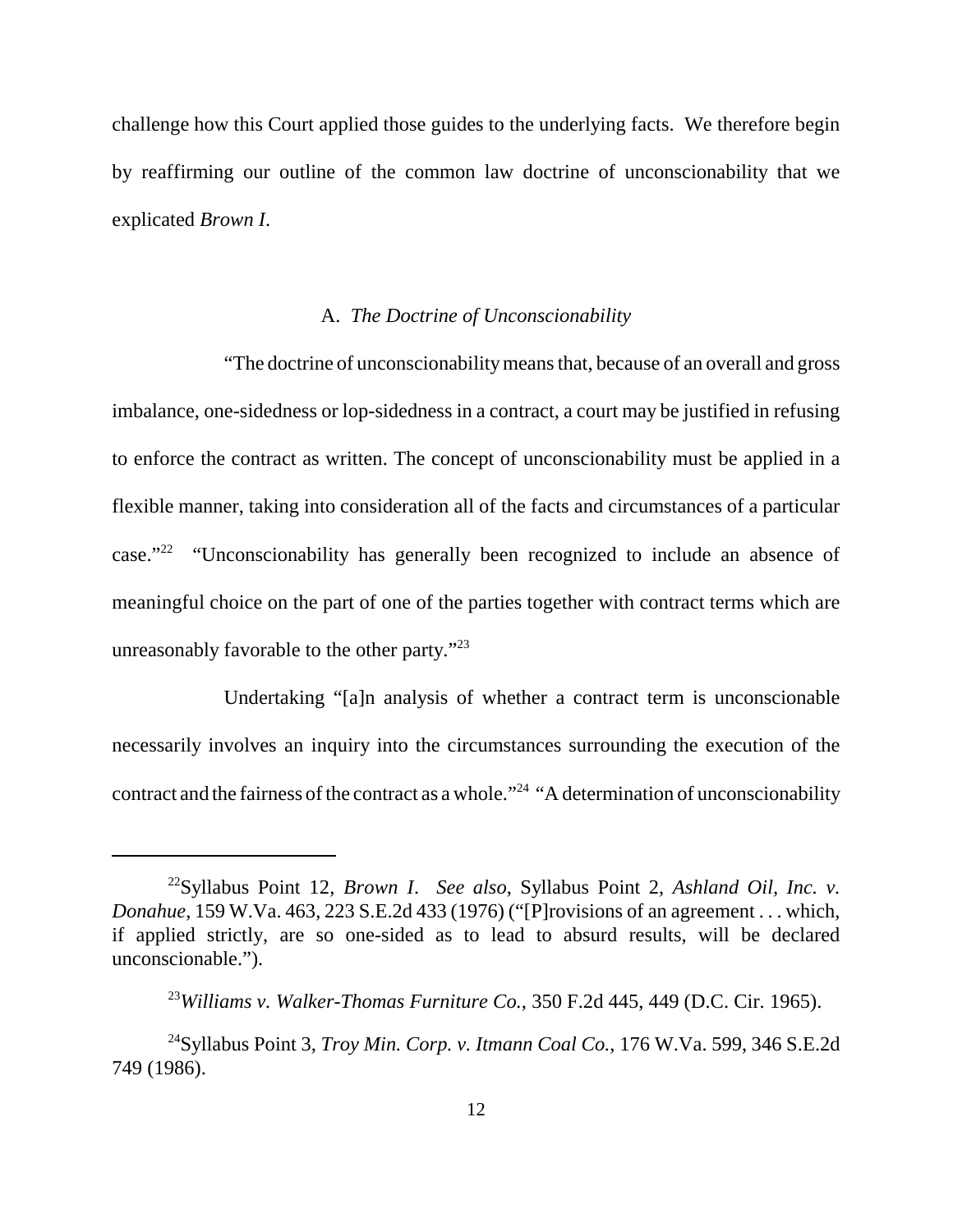challenge how this Court applied those guides to the underlying facts. We therefore begin by reaffirming our outline of the common law doctrine of unconscionability that we explicated *Brown I*.

### A. *The Doctrine of Unconscionability*

"The doctrine of unconscionability means that, because of an overall and gross imbalance, one-sidedness or lop-sidedness in a contract, a court may be justified in refusing to enforce the contract as written. The concept of unconscionability must be applied in a flexible manner, taking into consideration all of the facts and circumstances of a particular case."[22] "Unconscionability has generally been recognized to include an absence of meaningful choice on the part of one of the parties together with contract terms which are unreasonably favorable to the other party."[23]

Undertaking "[a]n analysis of whether a contract term is unconscionable necessarily involves an inquiry into the circumstances surrounding the execution of the contract and the fairness of the contract as a whole."[24] "A determination of unconscionability

---

[22]Syllabus Point 12, *Brown I*. *See also*, Syllabus Point 2, *Ashland Oil, Inc. v. Donahue*, 159 W.Va. 463, 223 S.E.2d 433 (1976) ("[P]rovisions of an agreement . . . which, if applied strictly, are so one-sided as to lead to absurd results, will be declared unconscionable.").

[23]*Williams v. Walker-Thomas Furniture Co.*, 350 F.2d 445, 449 (D.C. Cir. 1965).

[24]Syllabus Point 3, *Troy Min. Corp. v. Itmann Coal Co.*, 176 W.Va. 599, 346 S.E.2d 749 (1986).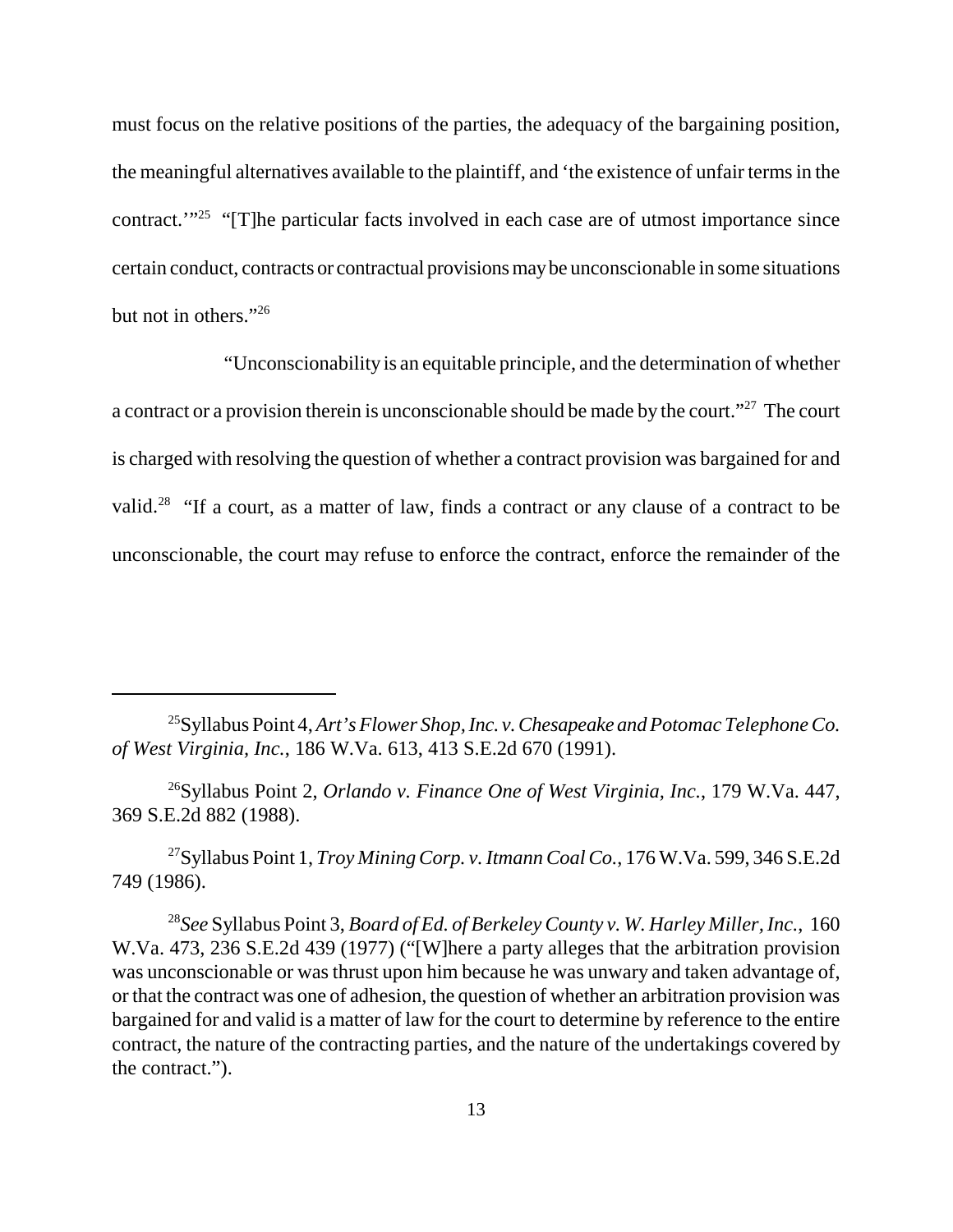must focus on the relative positions of the parties, the adequacy of the bargaining position, the meaningful alternatives available to the plaintiff, and 'the existence of unfair terms in the contract.'"[25] "[T]he particular facts involved in each case are of utmost importance since certain conduct, contracts or contractual provisions may be unconscionable in some situations but not in others."[26]

"Unconscionability is an equitable principle, and the determination of whether a contract or a provision therein is unconscionable should be made by the court."[27] The court is charged with resolving the question of whether a contract provision was bargained for and valid.[28] "If a court, as a matter of law, finds a contract or any clause of a contract to be unconscionable, the court may refuse to enforce the contract, enforce the remainder of the

---

[25] Syllabus Point 4, *Art's Flower Shop, Inc. v. Chesapeake and Potomac Telephone Co. of West Virginia, Inc.*, 186 W.Va. 613, 413 S.E.2d 670 (1991).

[26] Syllabus Point 2, *Orlando v. Finance One of West Virginia, Inc.*, 179 W.Va. 447, 369 S.E.2d 882 (1988).

[27] Syllabus Point 1, *Troy Mining Corp. v. Itmann Coal Co.*, 176 W.Va. 599, 346 S.E.2d 749 (1986).

[28] *See* Syllabus Point 3, *Board of Ed. of Berkeley County v. W. Harley Miller, Inc.*, 160 W.Va. 473, 236 S.E.2d 439 (1977) ("[W]here a party alleges that the arbitration provision was unconscionable or was thrust upon him because he was unwary and taken advantage of, or that the contract was one of adhesion, the question of whether an arbitration provision was bargained for and valid is a matter of law for the court to determine by reference to the entire contract, the nature of the contracting parties, and the nature of the undertakings covered by the contract.").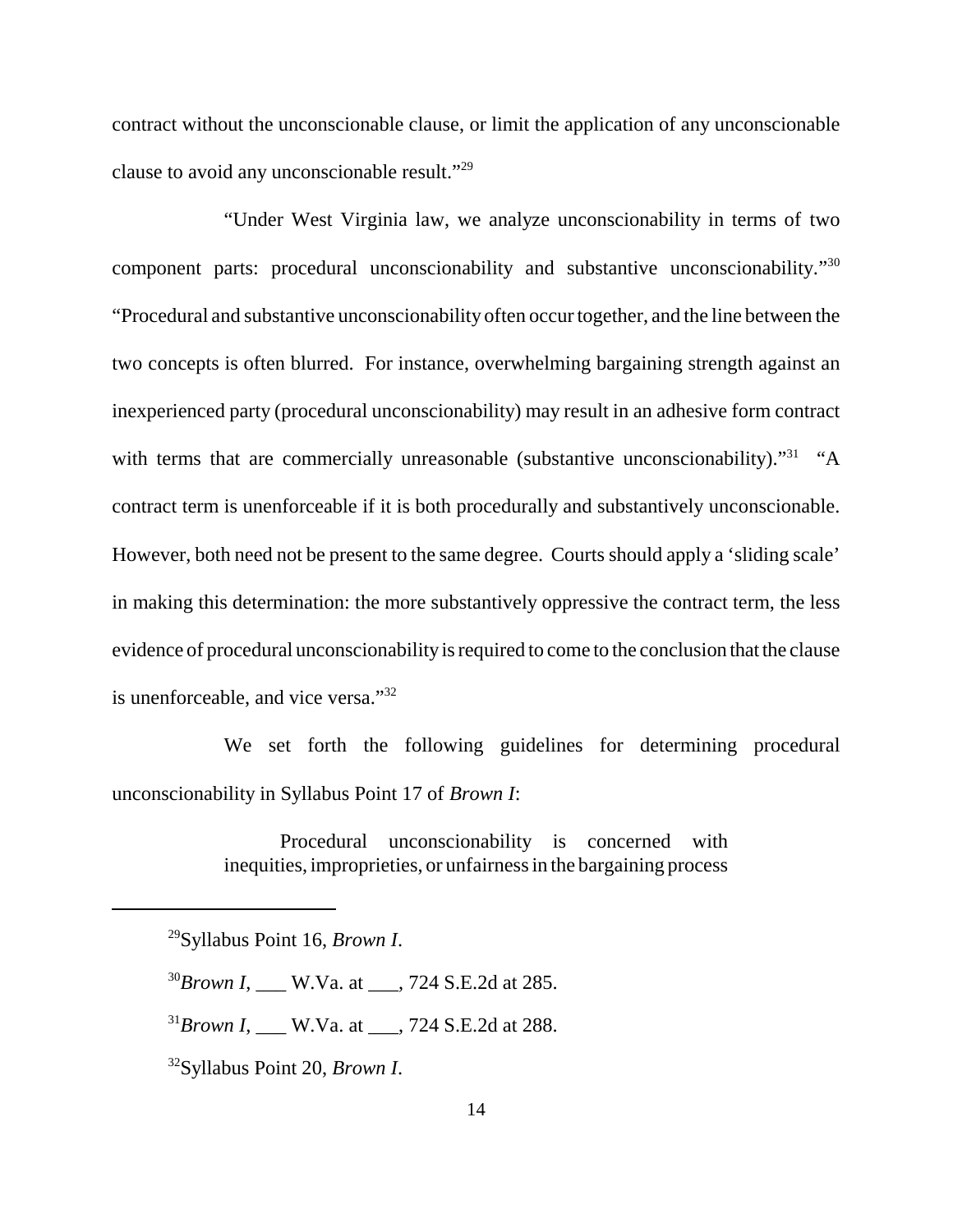contract without the unconscionable clause, or limit the application of any unconscionable clause to avoid any unconscionable result."[29]

"Under West Virginia law, we analyze unconscionability in terms of two component parts: procedural unconscionability and substantive unconscionability."[30] "Procedural and substantive unconscionability often occur together, and the line between the two concepts is often blurred. For instance, overwhelming bargaining strength against an inexperienced party (procedural unconscionability) may result in an adhesive form contract with terms that are commercially unreasonable (substantive unconscionability)."[31] "A contract term is unenforceable if it is both procedurally and substantively unconscionable. However, both need not be present to the same degree. Courts should apply a 'sliding scale' in making this determination: the more substantively oppressive the contract term, the less evidence of procedural unconscionability is required to come to the conclusion that the clause is unenforceable, and vice versa."[32]

We set forth the following guidelines for determining procedural unconscionability in Syllabus Point 17 of *Brown I*:

> Procedural unconscionability is concerned with inequities, improprieties, or unfairness in the bargaining process

---

[29]Syllabus Point 16, *Brown I*.

[30]*Brown I*, ___ W.Va. at ___, 724 S.E.2d at 285.

[31]*Brown I*, ___ W.Va. at ___, 724 S.E.2d at 288.

[32]Syllabus Point 20, *Brown I*.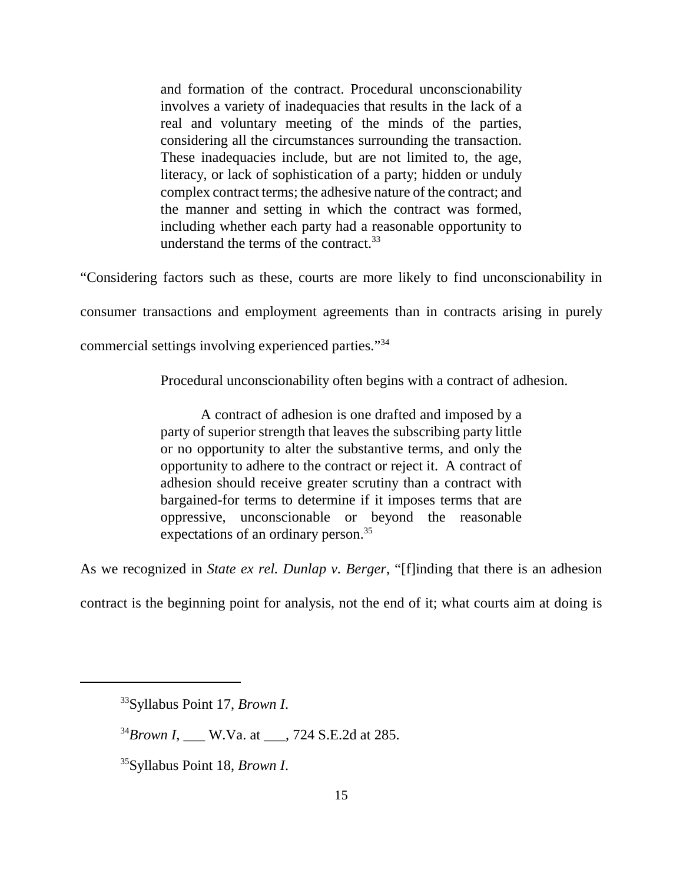> and formation of the contract. Procedural unconscionability involves a variety of inadequacies that results in the lack of a real and voluntary meeting of the minds of the parties, considering all the circumstances surrounding the transaction. These inadequacies include, but are not limited to, the age, literacy, or lack of sophistication of a party; hidden or unduly complex contract terms; the adhesive nature of the contract; and the manner and setting in which the contract was formed, including whether each party had a reasonable opportunity to understand the terms of the contract.[33]

"Considering factors such as these, courts are more likely to find unconscionability in consumer transactions and employment agreements than in contracts arising in purely commercial settings involving experienced parties."[34]

Procedural unconscionability often begins with a contract of adhesion.

> A contract of adhesion is one drafted and imposed by a party of superior strength that leaves the subscribing party little or no opportunity to alter the substantive terms, and only the opportunity to adhere to the contract or reject it. A contract of adhesion should receive greater scrutiny than a contract with bargained-for terms to determine if it imposes terms that are oppressive, unconscionable or beyond the reasonable expectations of an ordinary person.[35]

As we recognized in *State ex rel. Dunlap v. Berger*, "[f]inding that there is an adhesion contract is the beginning point for analysis, not the end of it; what courts aim at doing is

---

[33] Syllabus Point 17, *Brown I*.

[34] *Brown I*, ___ W.Va. at ___, 724 S.E.2d at 285.

[35] Syllabus Point 18, *Brown I*.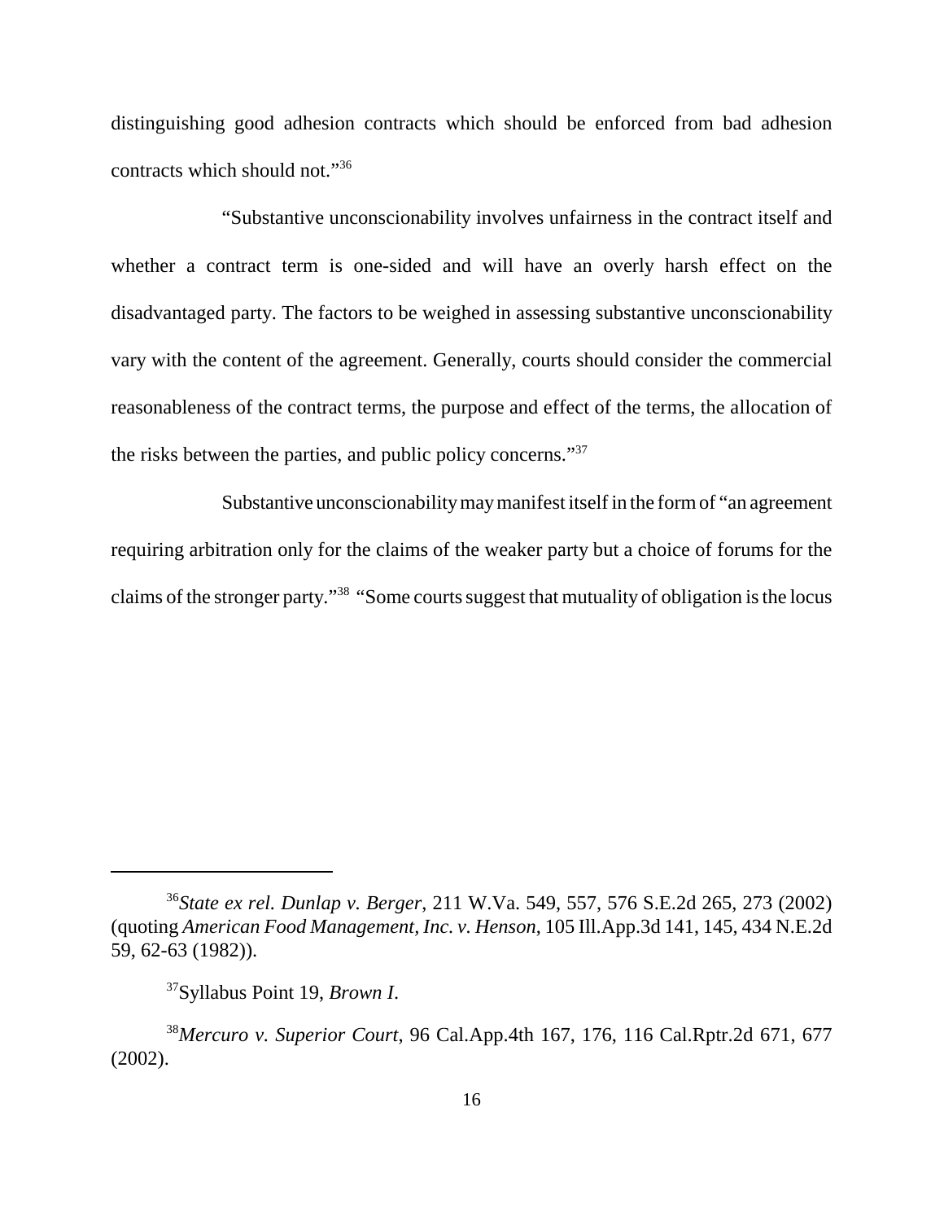distinguishing good adhesion contracts which should be enforced from bad adhesion contracts which should not."[36]

"Substantive unconscionability involves unfairness in the contract itself and whether a contract term is one-sided and will have an overly harsh effect on the disadvantaged party. The factors to be weighed in assessing substantive unconscionability vary with the content of the agreement. Generally, courts should consider the commercial reasonableness of the contract terms, the purpose and effect of the terms, the allocation of the risks between the parties, and public policy concerns."[37]

Substantive unconscionability may manifest itself in the form of "an agreement requiring arbitration only for the claims of the weaker party but a choice of forums for the claims of the stronger party."[38] "Some courts suggest that mutuality of obligation is the locus

---

[36] *State ex rel. Dunlap v. Berger*, 211 W.Va. 549, 557, 576 S.E.2d 265, 273 (2002) (quoting *American Food Management, Inc. v. Henson*, 105 Ill.App.3d 141, 145, 434 N.E.2d 59, 62-63 (1982)).

[37] Syllabus Point 19, *Brown I*.

[38] *Mercuro v. Superior Court*, 96 Cal.App.4th 167, 176, 116 Cal.Rptr.2d 671, 677 (2002).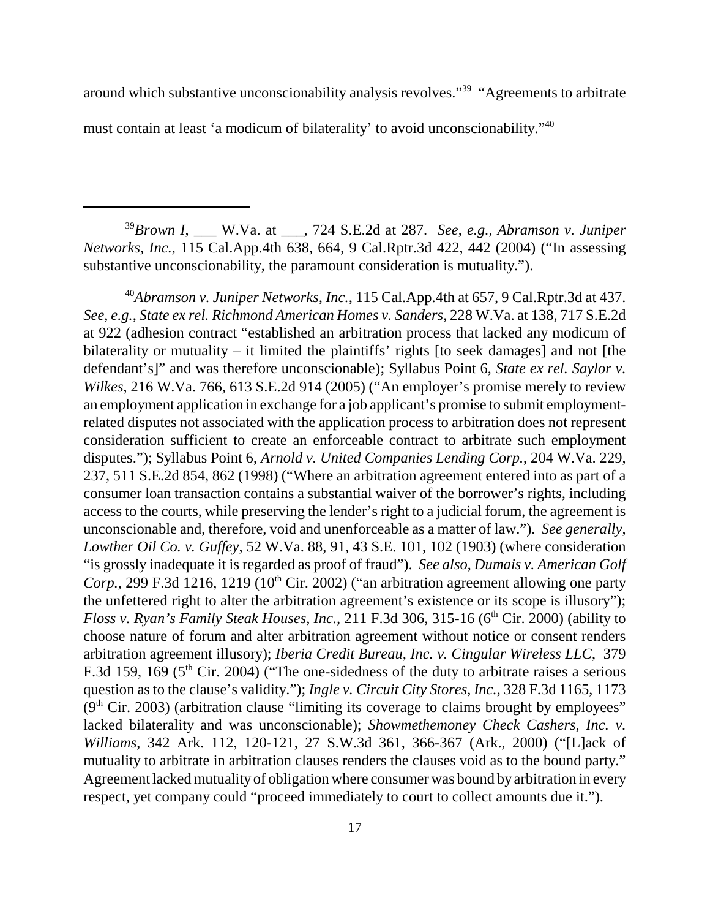around which substantive unconscionability analysis revolves."[39] "Agreements to arbitrate must contain at least 'a modicum of bilaterality' to avoid unconscionability."[40]

---

[39]*Brown I*, ___ W.Va. at ___, 724 S.E.2d at 287. *See, e.g.*, *Abramson v. Juniper Networks, Inc.*, 115 Cal.App.4th 638, 664, 9 Cal.Rptr.3d 422, 442 (2004) ("In assessing substantive unconscionability, the paramount consideration is mutuality.").

[40]*Abramson v. Juniper Networks, Inc.*, 115 Cal.App.4th at 657, 9 Cal.Rptr.3d at 437. *See, e.g.*, *State ex rel. Richmond American Homes v. Sanders*, 228 W.Va. at 138, 717 S.E.2d at 922 (adhesion contract "established an arbitration process that lacked any modicum of bilaterality or mutuality – it limited the plaintiffs' rights [to seek damages] and not [the defendant's]" and was therefore unconscionable); Syllabus Point 6, *State ex rel. Saylor v. Wilkes*, 216 W.Va. 766, 613 S.E.2d 914 (2005) ("An employer's promise merely to review an employment application in exchange for a job applicant's promise to submit employment-related disputes not associated with the application process to arbitration does not represent consideration sufficient to create an enforceable contract to arbitrate such employment disputes."); Syllabus Point 6, *Arnold v. United Companies Lending Corp.*, 204 W.Va. 229, 237, 511 S.E.2d 854, 862 (1998) ("Where an arbitration agreement entered into as part of a consumer loan transaction contains a substantial waiver of the borrower's rights, including access to the courts, while preserving the lender's right to a judicial forum, the agreement is unconscionable and, therefore, void and unenforceable as a matter of law."). *See generally*, *Lowther Oil Co. v. Guffey*, 52 W.Va. 88, 91, 43 S.E. 101, 102 (1903) (where consideration "is grossly inadequate it is regarded as proof of fraud"). *See also*, *Dumais v. American Golf Corp.*, 299 F.3d 1216, 1219 (10th Cir. 2002) ("an arbitration agreement allowing one party the unfettered right to alter the arbitration agreement's existence or its scope is illusory"); *Floss v. Ryan's Family Steak Houses, Inc.*, 211 F.3d 306, 315-16 (6th Cir. 2000) (ability to choose nature of forum and alter arbitration agreement without notice or consent renders arbitration agreement illusory); *Iberia Credit Bureau, Inc. v. Cingular Wireless LLC*, 379 F.3d 159, 169 (5th Cir. 2004) ("The one-sidedness of the duty to arbitrate raises a serious question as to the clause's validity."); *Ingle v. Circuit City Stores, Inc.*, 328 F.3d 1165, 1173 (9th Cir. 2003) (arbitration clause "limiting its coverage to claims brought by employees" lacked bilaterality and was unconscionable); *Showmethemoney Check Cashers, Inc. v. Williams*, 342 Ark. 112, 120-121, 27 S.W.3d 361, 366-367 (Ark., 2000) ("[L]ack of mutuality to arbitrate in arbitration clauses renders the clauses void as to the bound party." Agreement lacked mutuality of obligation where consumer was bound by arbitration in every respect, yet company could "proceed immediately to court to collect amounts due it.").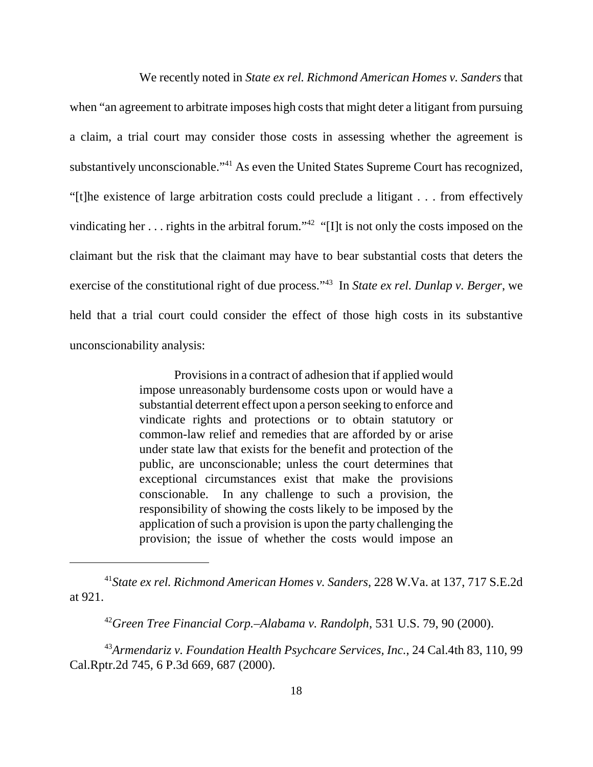We recently noted in *State ex rel. Richmond American Homes v. Sanders* that when "an agreement to arbitrate imposes high costs that might deter a litigant from pursuing a claim, a trial court may consider those costs in assessing whether the agreement is substantively unconscionable."[41] As even the United States Supreme Court has recognized, "[t]he existence of large arbitration costs could preclude a litigant . . . from effectively vindicating her . . . rights in the arbitral forum."[42] "[I]t is not only the costs imposed on the claimant but the risk that the claimant may have to bear substantial costs that deters the exercise of the constitutional right of due process."[43] In *State ex rel. Dunlap v. Berger*, we held that a trial court could consider the effect of those high costs in its substantive unconscionability analysis:

> Provisions in a contract of adhesion that if applied would impose unreasonably burdensome costs upon or would have a substantial deterrent effect upon a person seeking to enforce and vindicate rights and protections or to obtain statutory or common-law relief and remedies that are afforded by or arise under state law that exists for the benefit and protection of the public, are unconscionable; unless the court determines that exceptional circumstances exist that make the provisions conscionable. In any challenge to such a provision, the responsibility of showing the costs likely to be imposed by the application of such a provision is upon the party challenging the provision; the issue of whether the costs would impose an

---

[41] *State ex rel. Richmond American Homes v. Sanders*, 228 W.Va. at 137, 717 S.E.2d at 921.

[42] *Green Tree Financial Corp.–Alabama v. Randolph*, 531 U.S. 79, 90 (2000).

[43] *Armendariz v. Foundation Health Psychcare Services, Inc.*, 24 Cal.4th 83, 110, 99 Cal.Rptr.2d 745, 6 P.3d 669, 687 (2000).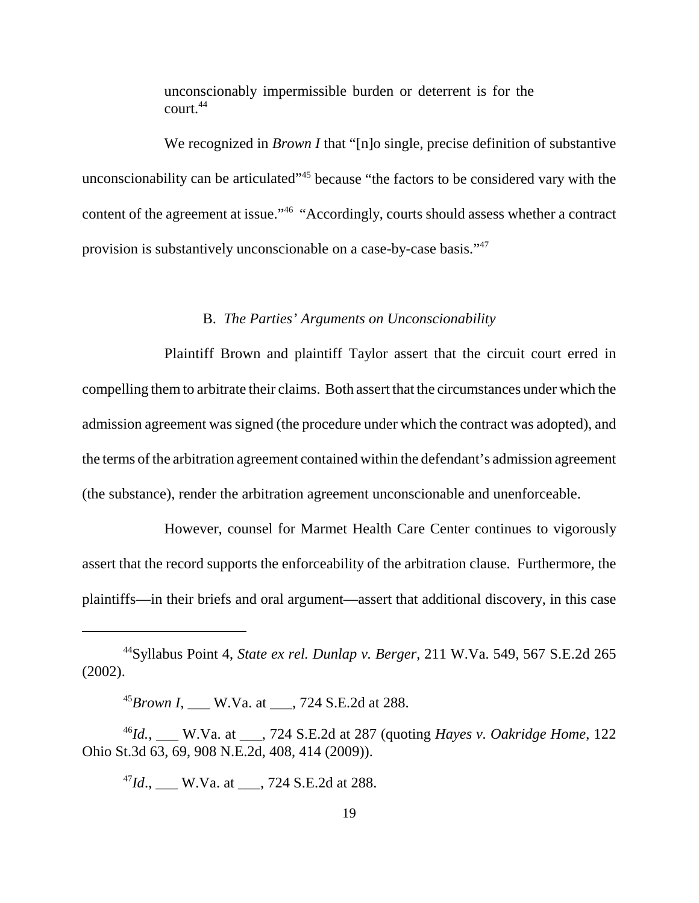unconscionably impermissible burden or deterrent is for the court.[44]

We recognized in *Brown I* that "[n]o single, precise definition of substantive unconscionability can be articulated"[45] because "the factors to be considered vary with the content of the agreement at issue."[46] "Accordingly, courts should assess whether a contract provision is substantively unconscionable on a case-by-case basis."[47]

### B. *The Parties' Arguments on Unconscionability*

Plaintiff Brown and plaintiff Taylor assert that the circuit court erred in compelling them to arbitrate their claims. Both assert that the circumstances under which the admission agreement was signed (the procedure under which the contract was adopted), and the terms of the arbitration agreement contained within the defendant's admission agreement (the substance), render the arbitration agreement unconscionable and unenforceable.

However, counsel for Marmet Health Care Center continues to vigorously assert that the record supports the enforceability of the arbitration clause. Furthermore, the plaintiffs—in their briefs and oral argument—assert that additional discovery, in this case

---

[44] Syllabus Point 4, *State ex rel. Dunlap v. Berger*, 211 W.Va. 549, 567 S.E.2d 265 (2002).

[45] *Brown I*, ___ W.Va. at ___, 724 S.E.2d at 288.

[46] *Id.*, ___ W.Va. at ___, 724 S.E.2d at 287 (quoting *Hayes v. Oakridge Home*, 122 Ohio St.3d 63, 69, 908 N.E.2d, 408, 414 (2009)).

[47] *Id.*, ___ W.Va. at ___, 724 S.E.2d at 288.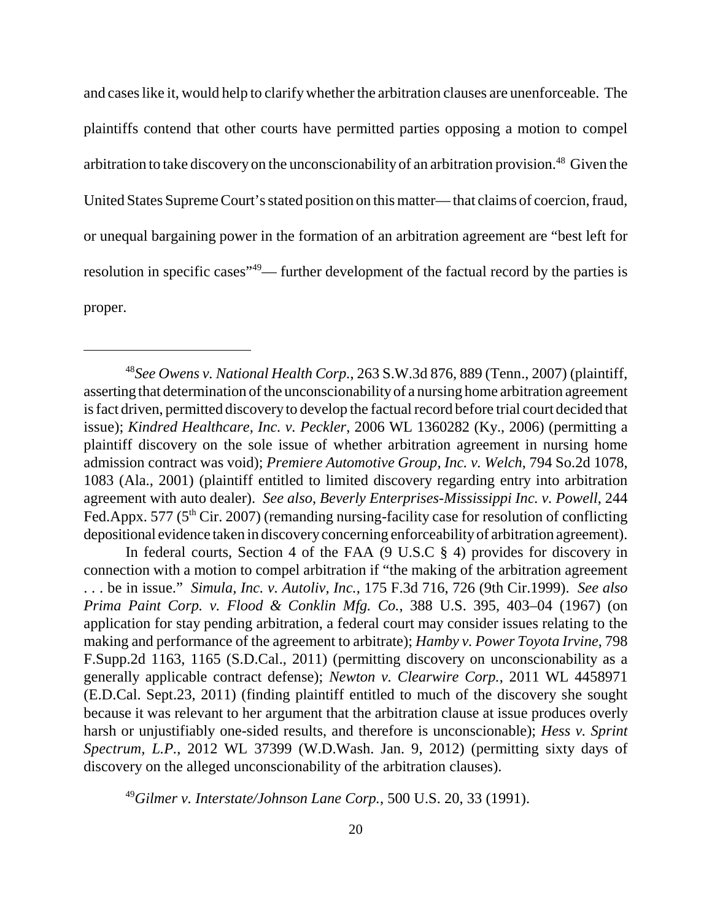and cases like it, would help to clarify whether the arbitration clauses are unenforceable. The plaintiffs contend that other courts have permitted parties opposing a motion to compel arbitration to take discovery on the unconscionability of an arbitration provision.[48] Given the United States Supreme Court's stated position on this matter — that claims of coercion, fraud, or unequal bargaining power in the formation of an arbitration agreement are "best left for resolution in specific cases"[49] — further development of the factual record by the parties is proper.

---

[48] *See Owens v. National Health Corp.*, 263 S.W.3d 876, 889 (Tenn., 2007) (plaintiff, asserting that determination of the unconscionability of a nursing home arbitration agreement is fact driven, permitted discovery to develop the factual record before trial court decided that issue); *Kindred Healthcare, Inc. v. Peckler*, 2006 WL 1360282 (Ky., 2006) (permitting a plaintiff discovery on the sole issue of whether arbitration agreement in nursing home admission contract was void); *Premiere Automotive Group, Inc. v. Welch*, 794 So.2d 1078, 1083 (Ala., 2001) (plaintiff entitled to limited discovery regarding entry into arbitration agreement with auto dealer). *See also*, *Beverly Enterprises-Mississippi Inc. v. Powell*, 244 Fed.Appx. 577 (5th Cir. 2007) (remanding nursing-facility case for resolution of conflicting depositional evidence taken in discovery concerning enforceability of arbitration agreement).

In federal courts, Section 4 of the FAA (9 U.S.C § 4) provides for discovery in connection with a motion to compel arbitration if "the making of the arbitration agreement . . . be in issue." *Simula, Inc. v. Autoliv, Inc.*, 175 F.3d 716, 726 (9th Cir.1999). *See also Prima Paint Corp. v. Flood & Conklin Mfg. Co.*, 388 U.S. 395, 403–04 (1967) (on application for stay pending arbitration, a federal court may consider issues relating to the making and performance of the agreement to arbitrate); *Hamby v. Power Toyota Irvine*, 798 F.Supp.2d 1163, 1165 (S.D.Cal., 2011) (permitting discovery on unconscionability as a generally applicable contract defense); *Newton v. Clearwire Corp.*, 2011 WL 4458971 (E.D.Cal. Sept.23, 2011) (finding plaintiff entitled to much of the discovery she sought because it was relevant to her argument that the arbitration clause at issue produces overly harsh or unjustifiably one-sided results, and therefore is unconscionable); *Hess v. Sprint Spectrum, L.P.*, 2012 WL 37399 (W.D.Wash. Jan. 9, 2012) (permitting sixty days of discovery on the alleged unconscionability of the arbitration clauses).

[49] *Gilmer v. Interstate/Johnson Lane Corp.*, 500 U.S. 20, 33 (1991).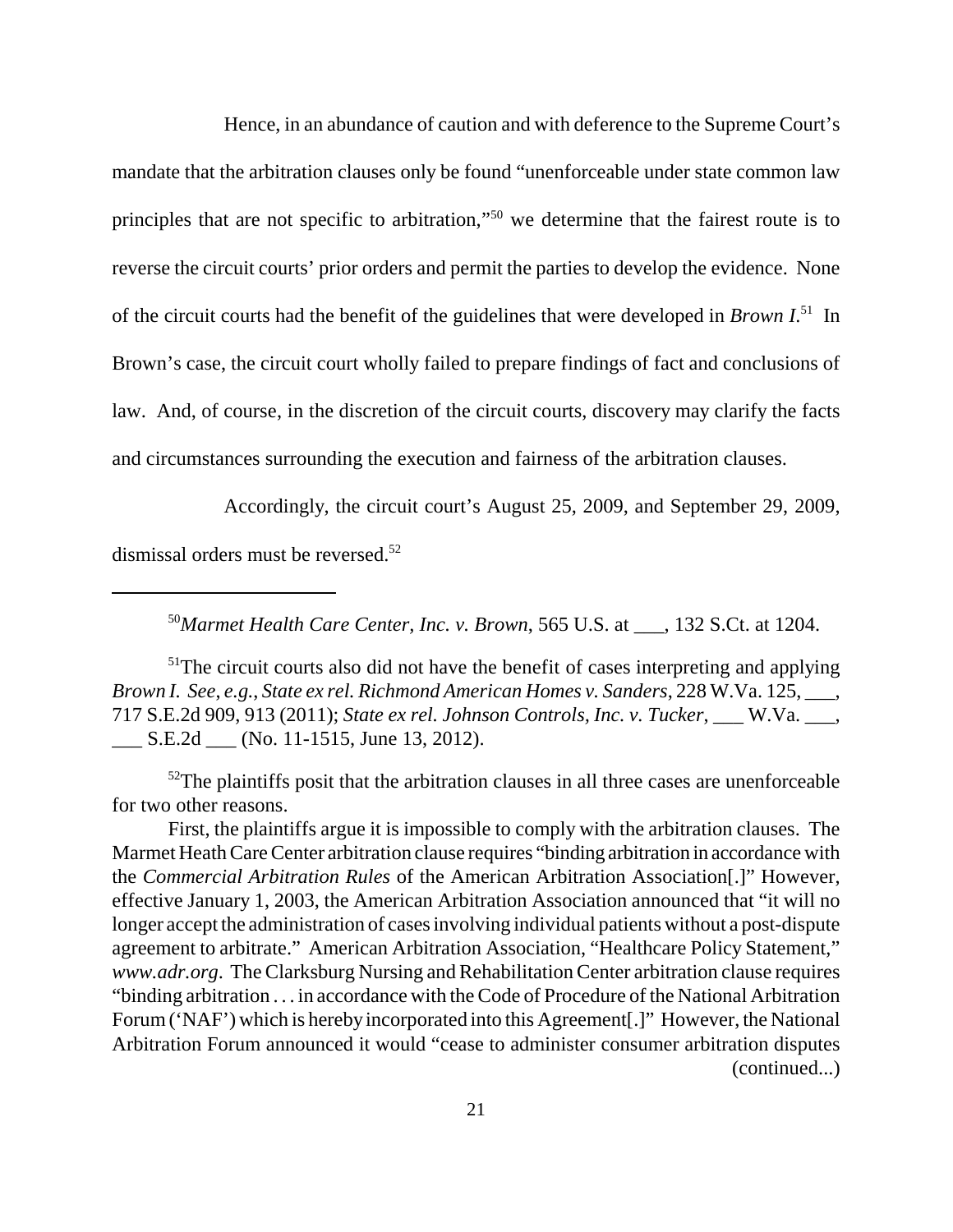Hence, in an abundance of caution and with deference to the Supreme Court's mandate that the arbitration clauses only be found "unenforceable under state common law principles that are not specific to arbitration,"[50] we determine that the fairest route is to reverse the circuit courts' prior orders and permit the parties to develop the evidence. None of the circuit courts had the benefit of the guidelines that were developed in *Brown I*.[51] In Brown's case, the circuit court wholly failed to prepare findings of fact and conclusions of law. And, of course, in the discretion of the circuit courts, discovery may clarify the facts and circumstances surrounding the execution and fairness of the arbitration clauses.

Accordingly, the circuit court's August 25, 2009, and September 29, 2009, dismissal orders must be reversed.[52]

---

[50]*Marmet Health Care Center, Inc. v. Brown*, 565 U.S. at ___, 132 S.Ct. at 1204.

[51]The circuit courts also did not have the benefit of cases interpreting and applying *Brown I*. *See*, *e.g.*, *State ex rel. Richmond American Homes v. Sanders*, 228 W.Va. 125, ___, 717 S.E.2d 909, 913 (2011); *State ex rel. Johnson Controls, Inc. v. Tucker*, ___ W.Va. ___, ___ S.E.2d ___ (No. 11-1515, June 13, 2012).

[52]The plaintiffs posit that the arbitration clauses in all three cases are unenforceable for two other reasons.

First, the plaintiffs argue it is impossible to comply with the arbitration clauses. The Marmet Heath Care Center arbitration clause requires "binding arbitration in accordance with the *Commercial Arbitration Rules* of the American Arbitration Association[.]" However, effective January 1, 2003, the American Arbitration Association announced that "it will no longer accept the administration of cases involving individual patients without a post-dispute agreement to arbitrate." American Arbitration Association, "Healthcare Policy Statement," *www.adr.org*. The Clarksburg Nursing and Rehabilitation Center arbitration clause requires "binding arbitration . . . in accordance with the Code of Procedure of the National Arbitration Forum ('NAF') which is hereby incorporated into this Agreement[.]" However, the National Arbitration Forum announced it would "cease to administer consumer arbitration disputes (continued...)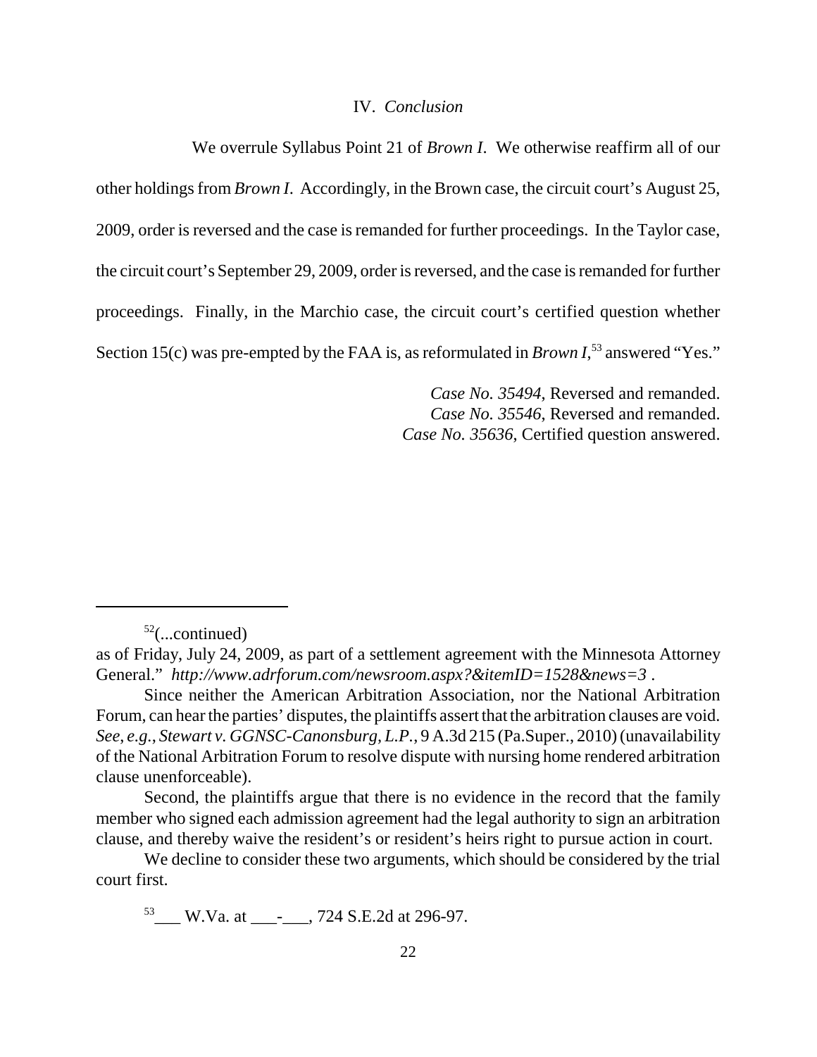## IV. *Conclusion*

We overrule Syllabus Point 21 of *Brown I*. We otherwise reaffirm all of our other holdings from *Brown I*. Accordingly, in the Brown case, the circuit court's August 25, 2009, order is reversed and the case is remanded for further proceedings. In the Taylor case, the circuit court's September 29, 2009, order is reversed, and the case is remanded for further proceedings. Finally, in the Marchio case, the circuit court's certified question whether Section 15(c) was pre-empted by the FAA is, as reformulated in *Brown I*,[53] answered "Yes."

*Case No. 35494*, Reversed and remanded.
*Case No. 35546*, Reversed and remanded.
*Case No. 35636*, Certified question answered.

---

[52](...continued)
as of Friday, July 24, 2009, as part of a settlement agreement with the Minnesota Attorney General." *http://www.adrforum.com/newsroom.aspx?&itemID=1528&news=3* .

Since neither the American Arbitration Association, nor the National Arbitration Forum, can hear the parties' disputes, the plaintiffs assert that the arbitration clauses are void. *See, e.g.*, *Stewart v. GGNSC-Canonsburg, L.P.*, 9 A.3d 215 (Pa.Super., 2010) (unavailability of the National Arbitration Forum to resolve dispute with nursing home rendered arbitration clause unenforceable).

Second, the plaintiffs argue that there is no evidence in the record that the family member who signed each admission agreement had the legal authority to sign an arbitration clause, and thereby waive the resident's or resident's heirs right to pursue action in court.

We decline to consider these two arguments, which should be considered by the trial court first.

[53] ___ W.Va. at ___-___, 724 S.E.2d at 296-97.